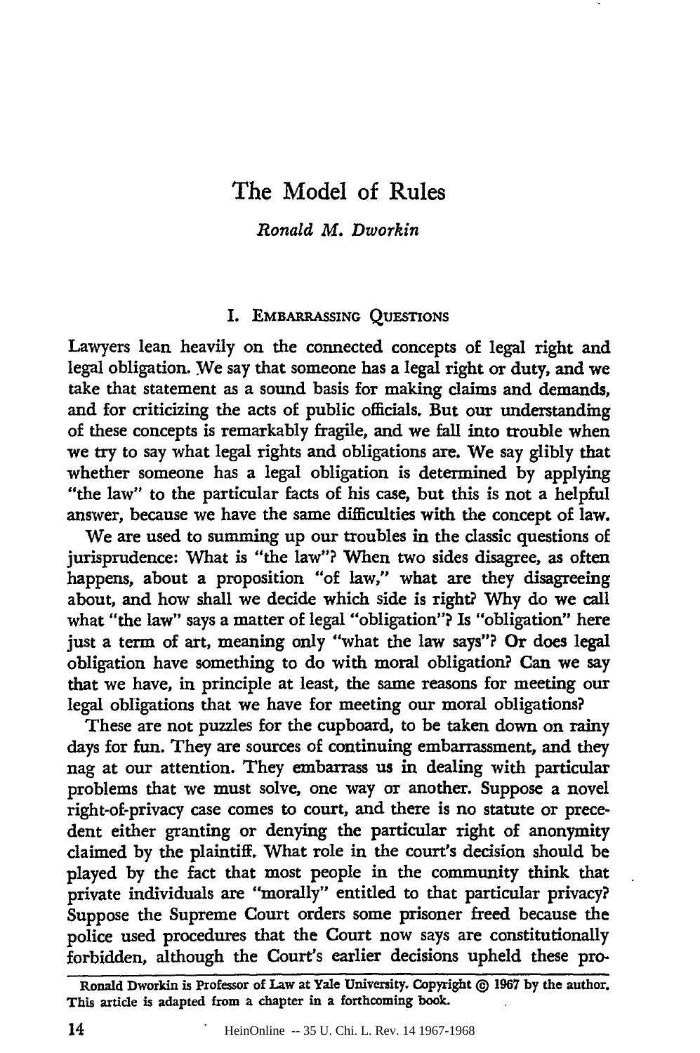# The Model of Rules

*Ronald M. Dworkin*

## I. Embarrassing Questions

Lawyers lean heavily on the connected concepts of legal right and legal obligation. We say that someone has a legal right or duty, and we take that statement as a sound basis for making claims and demands, and for criticizing the acts of public officials. But our understanding of these concepts is remarkably fragile, and we fall into trouble when we try to say what legal rights and obligations are. We say glibly that whether someone has a legal obligation is determined by applying "the law" to the particular facts of his case, but this is not a helpful answer, because we have the same difficulties with the concept of law.

We are used to summing up our troubles in the classic questions of jurisprudence: What is "the law"? When two sides disagree, as often happens, about a proposition "of law," what are they disagreeing about, and how shall we decide which side is right? Why do we call what "the law" says a matter of legal "obligation"? Is "obligation" here just a term of art, meaning only "what the law says"? Or does legal obligation have something to do with moral obligation? Can we say that we have, in principle at least, the same reasons for meeting our legal obligations that we have for meeting our moral obligations?

These are not puzzles for the cupboard, to be taken down on rainy days for fun. They are sources of continuing embarrassment, and they nag at our attention. They embarrass us in dealing with particular problems that we must solve, one way or another. Suppose a novel right-of-privacy case comes to court, and there is no statute or precedent either granting or denying the particular right of anonymity claimed by the plaintiff. What role in the court's decision should be played by the fact that most people in the community think that private individuals are "morally" entitled to that particular privacy? Suppose the Supreme Court orders some prisoner freed because the police used procedures that the Court now says are constitutionally forbidden, although the Court's earlier decisions upheld these pro-

---

Ronald Dworkin is Professor of Law at Yale University. Copyright © 1967 by the author. This article is adapted from a chapter in a forthcoming book.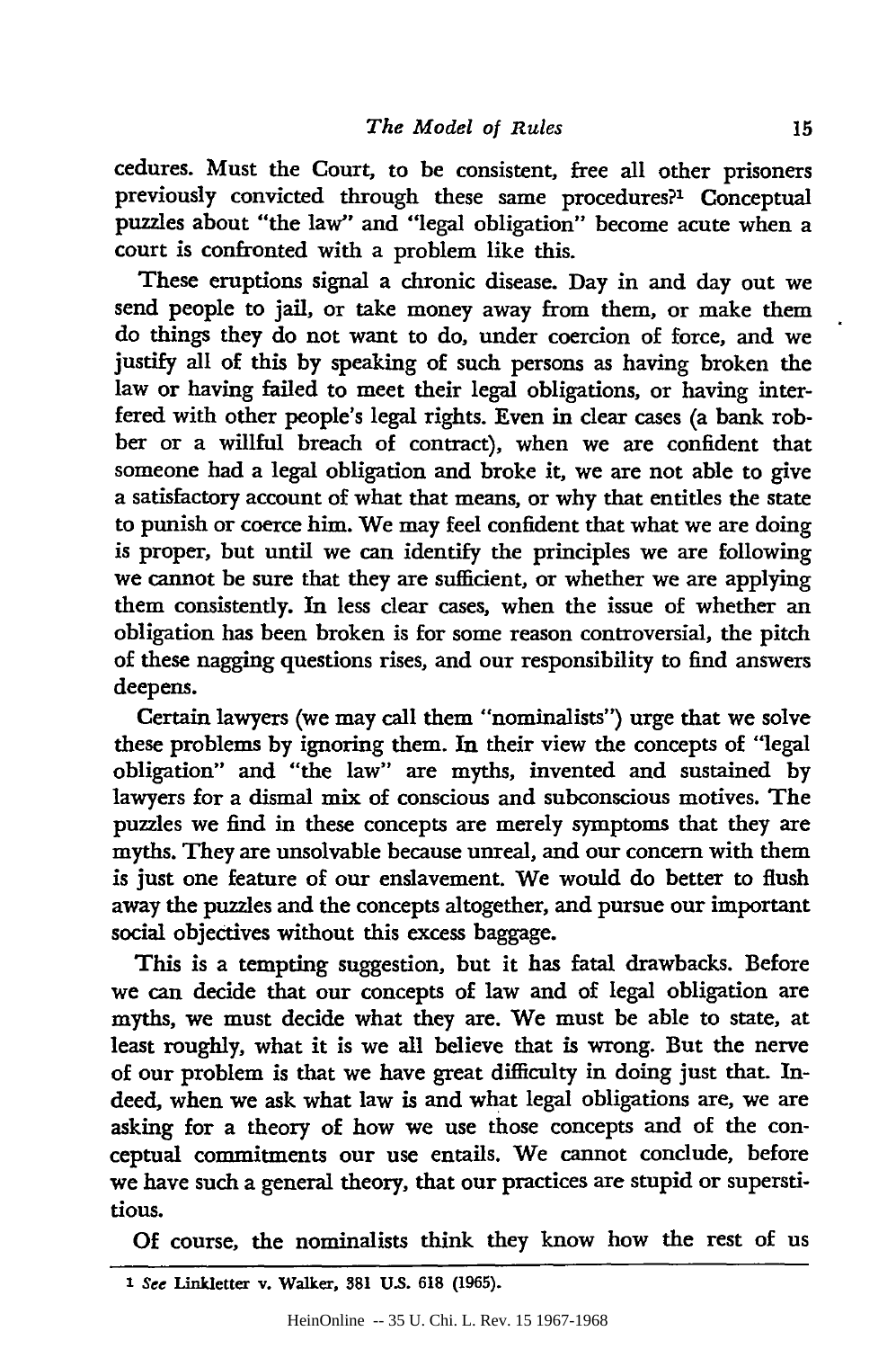cedures. Must the Court, to be consistent, free all other prisoners previously convicted through these same procedures?[1] Conceptual puzzles about "the law" and "legal obligation" become acute when a court is confronted with a problem like this.

These eruptions signal a chronic disease. Day in and day out we send people to jail, or take money away from them, or make them do things they do not want to do, under coercion of force, and we justify all of this by speaking of such persons as having broken the law or having failed to meet their legal obligations, or having interfered with other people's legal rights. Even in clear cases (a bank robber or a willful breach of contract), when we are confident that someone had a legal obligation and broke it, we are not able to give a satisfactory account of what that means, or why that entitles the state to punish or coerce him. We may feel confident that what we are doing is proper, but until we can identify the principles we are following we cannot be sure that they are sufficient, or whether we are applying them consistently. In less clear cases, when the issue of whether an obligation has been broken is for some reason controversial, the pitch of these nagging questions rises, and our responsibility to find answers deepens.

Certain lawyers (we may call them "nominalists") urge that we solve these problems by ignoring them. In their view the concepts of "legal obligation" and "the law" are myths, invented and sustained by lawyers for a dismal mix of conscious and subconscious motives. The puzzles we find in these concepts are merely symptoms that they are myths. They are unsolvable because unreal, and our concern with them is just one feature of our enslavement. We would do better to flush away the puzzles and the concepts altogether, and pursue our important social objectives without this excess baggage.

This is a tempting suggestion, but it has fatal drawbacks. Before we can decide that our concepts of law and of legal obligation are myths, we must decide what they are. We must be able to state, at least roughly, what it is we all believe that is wrong. But the nerve of our problem is that we have great difficulty in doing just that. Indeed, when we ask what law is and what legal obligations are, we are asking for a theory of how we use those concepts and of the conceptual commitments our use entails. We cannot conclude, before we have such a general theory, that our practices are stupid or superstitious.

Of course, the nominalists think they know how the rest of us

---

[1] *See* Linkletter v. Walker, 381 U.S. 618 (1965).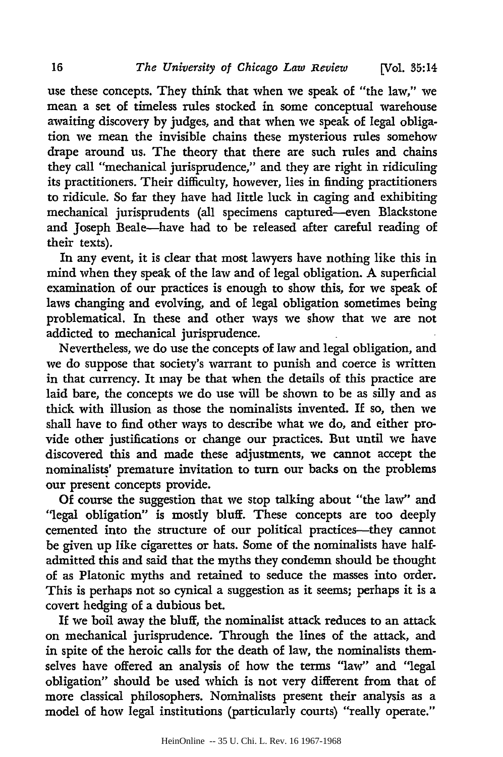use these concepts. They think that when we speak of "the law," we mean a set of timeless rules stocked in some conceptual warehouse awaiting discovery by judges, and that when we speak of legal obligation we mean the invisible chains these mysterious rules somehow drape around us. The theory that there are such rules and chains they call "mechanical jurisprudence," and they are right in ridiculing its practitioners. Their difficulty, however, lies in finding practitioners to ridicule. So far they have had little luck in caging and exhibiting mechanical jurisprudents (all specimens captured—even Blackstone and Joseph Beale—have had to be released after careful reading of their texts).

In any event, it is clear that most lawyers have nothing like this in mind when they speak of the law and of legal obligation. A superficial examination of our practices is enough to show this, for we speak of laws changing and evolving, and of legal obligation sometimes being problematical. In these and other ways we show that we are not addicted to mechanical jurisprudence.

Nevertheless, we do use the concepts of law and legal obligation, and we do suppose that society's warrant to punish and coerce is written in that currency. It may be that when the details of this practice are laid bare, the concepts we do use will be shown to be as silly and as thick with illusion as those the nominalists invented. If so, then we shall have to find other ways to describe what we do, and either provide other justifications or change our practices. But until we have discovered this and made these adjustments, we cannot accept the nominalists' premature invitation to turn our backs on the problems our present concepts provide.

Of course the suggestion that we stop talking about "the law" and "legal obligation" is mostly bluff. These concepts are too deeply cemented into the structure of our political practices—they cannot be given up like cigarettes or hats. Some of the nominalists have half-admitted this and said that the myths they condemn should be thought of as Platonic myths and retained to seduce the masses into order. This is perhaps not so cynical a suggestion as it seems; perhaps it is a covert hedging of a dubious bet.

If we boil away the bluff, the nominalist attack reduces to an attack on mechanical jurisprudence. Through the lines of the attack, and in spite of the heroic calls for the death of law, the nominalists themselves have offered an analysis of how the terms "law" and "legal obligation" should be used which is not very different from that of more classical philosophers. Nominalists present their analysis as a model of how legal institutions (particularly courts) "really operate."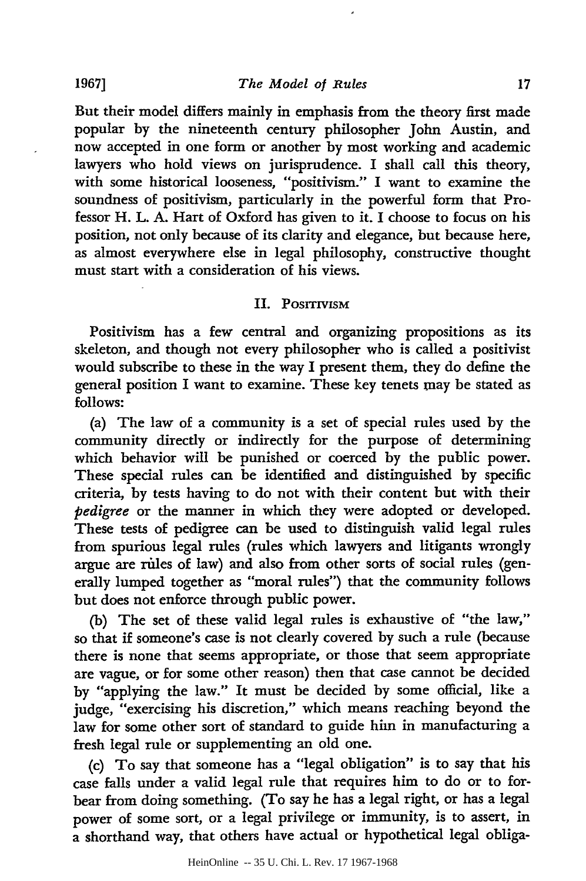But their model differs mainly in emphasis from the theory first made popular by the nineteenth century philosopher John Austin, and now accepted in one form or another by most working and academic lawyers who hold views on jurisprudence. I shall call this theory, with some historical looseness, "positivism." I want to examine the soundness of positivism, particularly in the powerful form that Professor H. L. A. Hart of Oxford has given to it. I choose to focus on his position, not only because of its clarity and elegance, but because here, as almost everywhere else in legal philosophy, constructive thought must start with a consideration of his views.

## II. Positivism

Positivism has a few central and organizing propositions as its skeleton, and though not every philosopher who is called a positivist would subscribe to these in the way I present them, they do define the general position I want to examine. These key tenets may be stated as follows:

(a) The law of a community is a set of special rules used by the community directly or indirectly for the purpose of determining which behavior will be punished or coerced by the public power. These special rules can be identified and distinguished by specific criteria, by tests having to do not with their content but with their *pedigree* or the manner in which they were adopted or developed. These tests of pedigree can be used to distinguish valid legal rules from spurious legal rules (rules which lawyers and litigants wrongly argue are rules of law) and also from other sorts of social rules (generally lumped together as "moral rules") that the community follows but does not enforce through public power.

(b) The set of these valid legal rules is exhaustive of "the law," so that if someone's case is not clearly covered by such a rule (because there is none that seems appropriate, or those that seem appropriate are vague, or for some other reason) then that case cannot be decided by "applying the law." It must be decided by some official, like a judge, "exercising his discretion," which means reaching beyond the law for some other sort of standard to guide him in manufacturing a fresh legal rule or supplementing an old one.

(c) To say that someone has a "legal obligation" is to say that his case falls under a valid legal rule that requires him to do or to forbear from doing something. (To say he has a legal right, or has a legal power of some sort, or a legal privilege or immunity, is to assert, in a shorthand way, that others have actual or hypothetical legal obliga-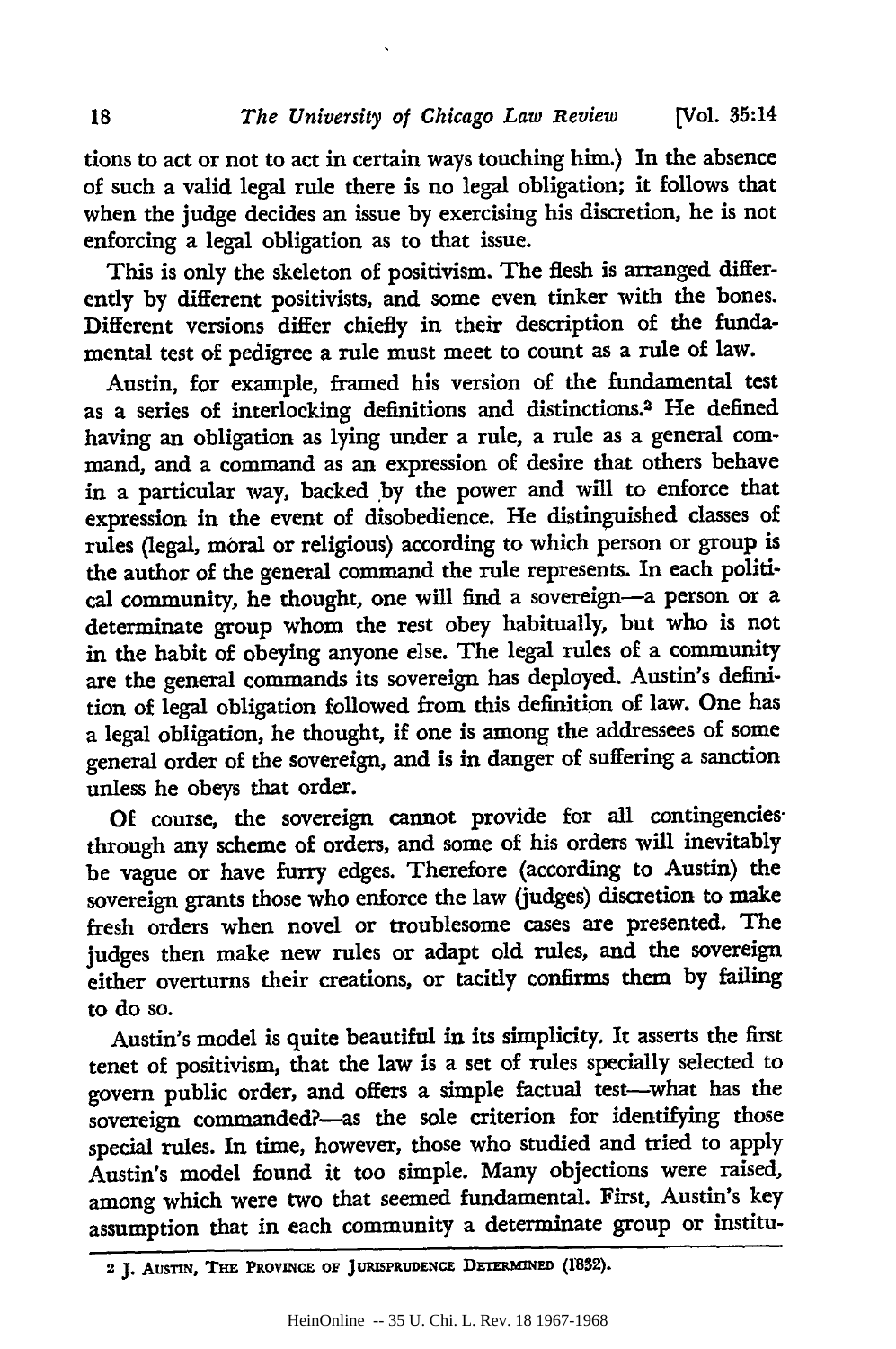tions to act or not to act in certain ways touching him.) In the absence of such a valid legal rule there is no legal obligation; it follows that when the judge decides an issue by exercising his discretion, he is not enforcing a legal obligation as to that issue.

This is only the skeleton of positivism. The flesh is arranged differently by different positivists, and some even tinker with the bones. Different versions differ chiefly in their description of the fundamental test of pedigree a rule must meet to count as a rule of law.

Austin, for example, framed his version of the fundamental test as a series of interlocking definitions and distinctions.[2] He defined having an obligation as lying under a rule, a rule as a general command, and a command as an expression of desire that others behave in a particular way, backed by the power and will to enforce that expression in the event of disobedience. He distinguished classes of rules (legal, moral or religious) according to which person or group is the author of the general command the rule represents. In each political community, he thought, one will find a sovereign—a person or a determinate group whom the rest obey habitually, but who is not in the habit of obeying anyone else. The legal rules of a community are the general commands its sovereign has deployed. Austin's definition of legal obligation followed from this definition of law. One has a legal obligation, he thought, if one is among the addressees of some general order of the sovereign, and is in danger of suffering a sanction unless he obeys that order.

Of course, the sovereign cannot provide for all contingencies through any scheme of orders, and some of his orders will inevitably be vague or have furry edges. Therefore (according to Austin) the sovereign grants those who enforce the law (judges) discretion to make fresh orders when novel or troublesome cases are presented. The judges then make new rules or adapt old rules, and the sovereign either overturns their creations, or tacitly confirms them by failing to do so.

Austin's model is quite beautiful in its simplicity. It asserts the first tenet of positivism, that the law is a set of rules specially selected to govern public order, and offers a simple factual test—what has the sovereign commanded?—as the sole criterion for identifying those special rules. In time, however, those who studied and tried to apply Austin's model found it too simple. Many objections were raised, among which were two that seemed fundamental. First, Austin's key assumption that in each community a determinate group or institu-

---

[2] J. Austin, The Province of Jurisprudence Determined (1832).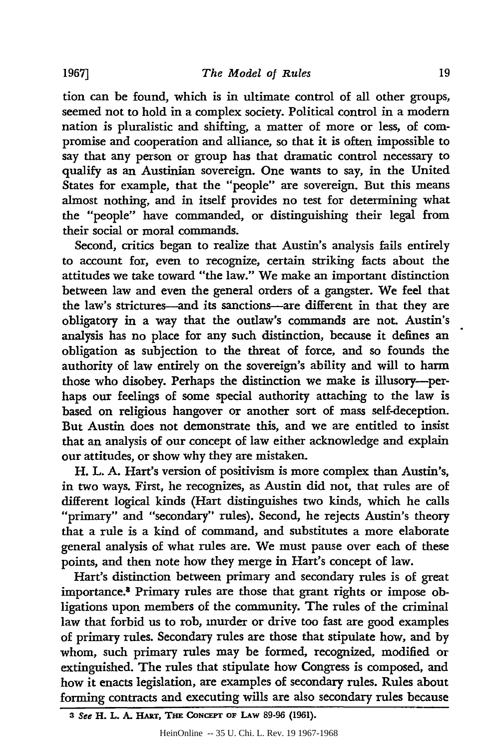tion can be found, which is in ultimate control of all other groups, seemed not to hold in a complex society. Political control in a modern nation is pluralistic and shifting, a matter of more or less, of compromise and cooperation and alliance, so that it is often impossible to say that any person or group has that dramatic control necessary to qualify as an Austinian sovereign. One wants to say, in the United States for example, that the "people" are sovereign. But this means almost nothing, and in itself provides no test for determining what the "people" have commanded, or distinguishing their legal from their social or moral commands.

Second, critics began to realize that Austin's analysis fails entirely to account for, even to recognize, certain striking facts about the attitudes we take toward "the law." We make an important distinction between law and even the general orders of a gangster. We feel that the law's strictures—and its sanctions—are different in that they are obligatory in a way that the outlaw's commands are not. Austin's analysis has no place for any such distinction, because it defines an obligation as subjection to the threat of force, and so founds the authority of law entirely on the sovereign's ability and will to harm those who disobey. Perhaps the distinction we make is illusory—perhaps our feelings of some special authority attaching to the law is based on religious hangover or another sort of mass self-deception. But Austin does not demonstrate this, and we are entitled to insist that an analysis of our concept of law either acknowledge and explain our attitudes, or show why they are mistaken.

H. L. A. Hart's version of positivism is more complex than Austin's, in two ways. First, he recognizes, as Austin did not, that rules are of different logical kinds (Hart distinguishes two kinds, which he calls "primary" and "secondary" rules). Second, he rejects Austin's theory that a rule is a kind of command, and substitutes a more elaborate general analysis of what rules are. We must pause over each of these points, and then note how they merge in Hart's concept of law.

Hart's distinction between primary and secondary rules is of great importance.[3] Primary rules are those that grant rights or impose obligations upon members of the community. The rules of the criminal law that forbid us to rob, murder or drive too fast are good examples of primary rules. Secondary rules are those that stipulate how, and by whom, such primary rules may be formed, recognized, modified or extinguished. The rules that stipulate how Congress is composed, and how it enacts legislation, are examples of secondary rules. Rules about forming contracts and executing wills are also secondary rules because

[3] *See* H. L. A. Hart, The Concept of Law 89-96 (1961).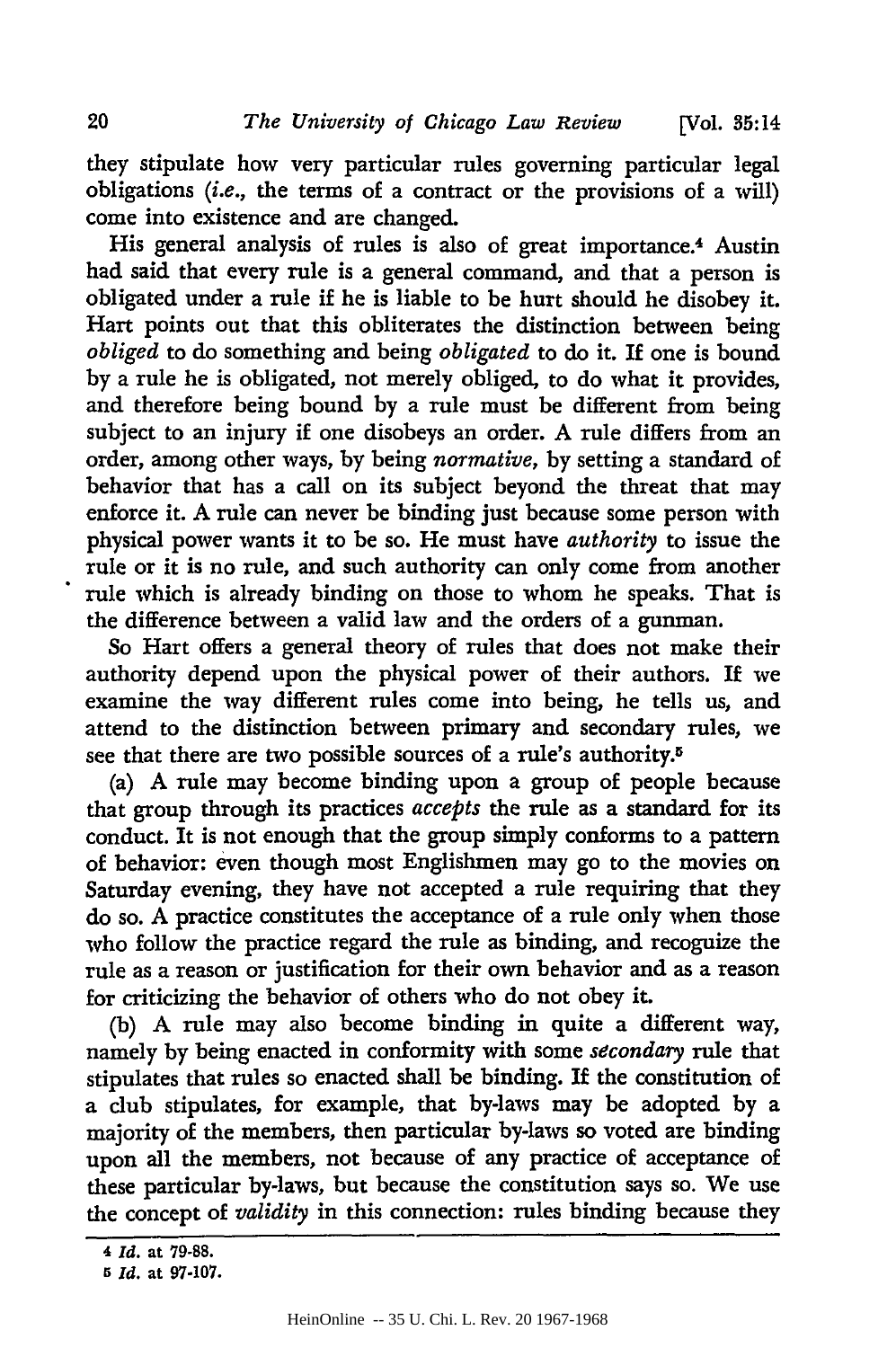they stipulate how very particular rules governing particular legal obligations (*i.e.*, the terms of a contract or the provisions of a will) come into existence and are changed.

His general analysis of rules is also of great importance.[4] Austin had said that every rule is a general command, and that a person is obligated under a rule if he is liable to be hurt should he disobey it. Hart points out that this obliterates the distinction between being *obliged* to do something and being *obligated* to do it. If one is bound by a rule he is obligated, not merely obliged, to do what it provides, and therefore being bound by a rule must be different from being subject to an injury if one disobeys an order. A rule differs from an order, among other ways, by being *normative*, by setting a standard of behavior that has a call on its subject beyond the threat that may enforce it. A rule can never be binding just because some person with physical power wants it to be so. He must have *authority* to issue the rule or it is no rule, and such authority can only come from another rule which is already binding on those to whom he speaks. That is the difference between a valid law and the orders of a gunman.

So Hart offers a general theory of rules that does not make their authority depend upon the physical power of their authors. If we examine the way different rules come into being, he tells us, and attend to the distinction between primary and secondary rules, we see that there are two possible sources of a rule's authority.[5]

(a) A rule may become binding upon a group of people because that group through its practices *accepts* the rule as a standard for its conduct. It is not enough that the group simply conforms to a pattern of behavior: even though most Englishmen may go to the movies on Saturday evening, they have not accepted a rule requiring that they do so. A practice constitutes the acceptance of a rule only when those who follow the practice regard the rule as binding, and recognize the rule as a reason or justification for their own behavior and as a reason for criticizing the behavior of others who do not obey it.

(b) A rule may also become binding in quite a different way, namely by being enacted in conformity with some *secondary* rule that stipulates that rules so enacted shall be binding. If the constitution of a club stipulates, for example, that by-laws may be adopted by a majority of the members, then particular by-laws so voted are binding upon all the members, not because of any practice of acceptance of these particular by-laws, but because the constitution says so. We use the concept of *validity* in this connection: rules binding because they

---

4 *Id.* at 79-88.

5 *Id.* at 97-107.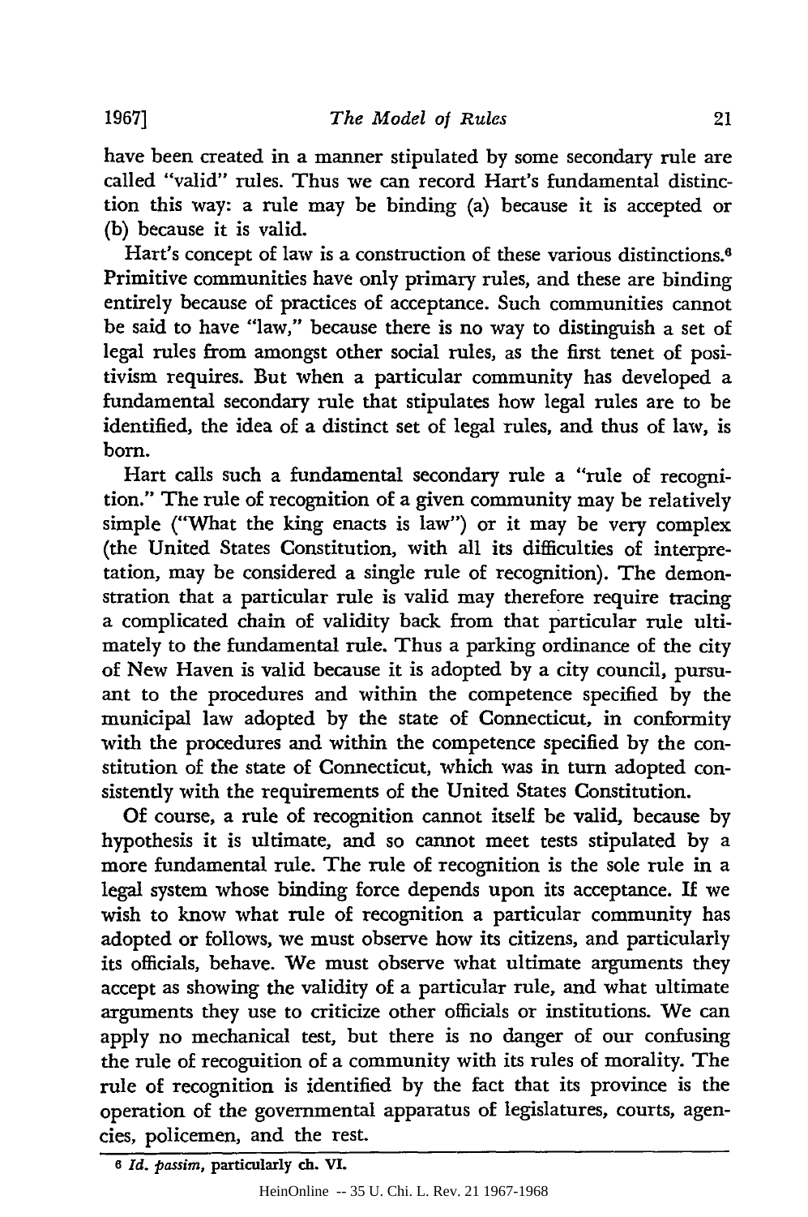have been created in a manner stipulated by some secondary rule are called "valid" rules. Thus we can record Hart's fundamental distinction this way: a rule may be binding (a) because it is accepted or (b) because it is valid.

Hart's concept of law is a construction of these various distinctions.[6] Primitive communities have only primary rules, and these are binding entirely because of practices of acceptance. Such communities cannot be said to have "law," because there is no way to distinguish a set of legal rules from amongst other social rules, as the first tenet of positivism requires. But when a particular community has developed a fundamental secondary rule that stipulates how legal rules are to be identified, the idea of a distinct set of legal rules, and thus of law, is born.

Hart calls such a fundamental secondary rule a "rule of recognition." The rule of recognition of a given community may be relatively simple ("What the king enacts is law") or it may be very complex (the United States Constitution, with all its difficulties of interpretation, may be considered a single rule of recognition). The demonstration that a particular rule is valid may therefore require tracing a complicated chain of validity back from that particular rule ultimately to the fundamental rule. Thus a parking ordinance of the city of New Haven is valid because it is adopted by a city council, pursuant to the procedures and within the competence specified by the municipal law adopted by the state of Connecticut, in conformity with the procedures and within the competence specified by the constitution of the state of Connecticut, which was in turn adopted consistently with the requirements of the United States Constitution.

Of course, a rule of recognition cannot itself be valid, because by hypothesis it is ultimate, and so cannot meet tests stipulated by a more fundamental rule. The rule of recognition is the sole rule in a legal system whose binding force depends upon its acceptance. If we wish to know what rule of recognition a particular community has adopted or follows, we must observe how its citizens, and particularly its officials, behave. We must observe what ultimate arguments they accept as showing the validity of a particular rule, and what ultimate arguments they use to criticize other officials or institutions. We can apply no mechanical test, but there is no danger of our confusing the rule of recoguition of a community with its rules of morality. The rule of recognition is identified by the fact that its province is the operation of the governmental apparatus of legislatures, courts, agencies, policemen, and the rest.

---

6 *Id. passim*, particularly ch. VI.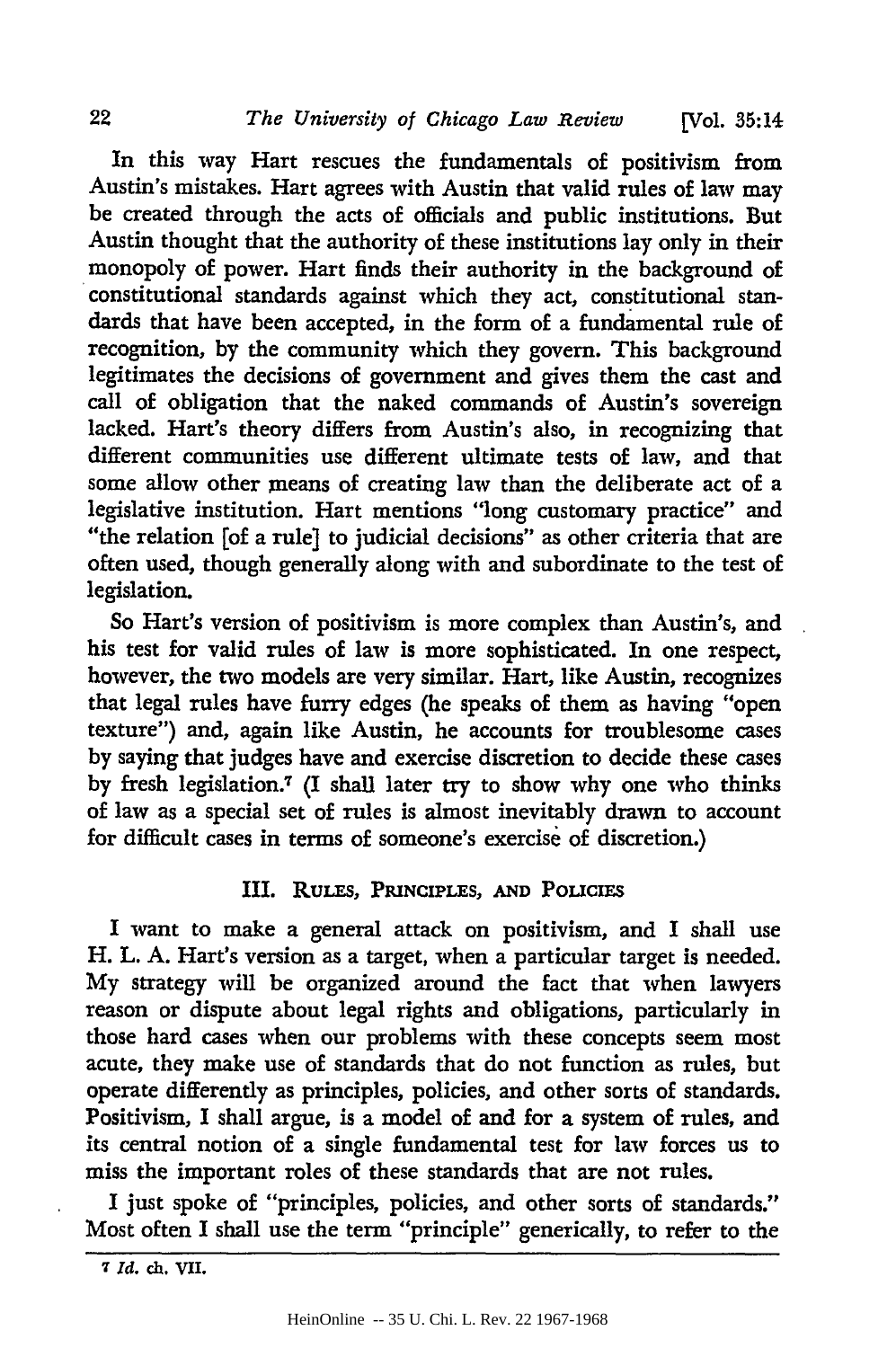In this way Hart rescues the fundamentals of positivism from Austin's mistakes. Hart agrees with Austin that valid rules of law may be created through the acts of officials and public institutions. But Austin thought that the authority of these institutions lay only in their monopoly of power. Hart finds their authority in the background of constitutional standards against which they act, constitutional standards that have been accepted, in the form of a fundamental rule of recognition, by the community which they govern. This background legitimates the decisions of government and gives them the cast and call of obligation that the naked commands of Austin's sovereign lacked. Hart's theory differs from Austin's also, in recognizing that different communities use different ultimate tests of law, and that some allow other means of creating law than the deliberate act of a legislative institution. Hart mentions "long customary practice" and "the relation [of a rule] to judicial decisions" as other criteria that are often used, though generally along with and subordinate to the test of legislation.

So Hart's version of positivism is more complex than Austin's, and his test for valid rules of law is more sophisticated. In one respect, however, the two models are very similar. Hart, like Austin, recognizes that legal rules have furry edges (he speaks of them as having "open texture") and, again like Austin, he accounts for troublesome cases by saying that judges have and exercise discretion to decide these cases by fresh legislation.[7] (I shall later try to show why one who thinks of law as a special set of rules is almost inevitably drawn to account for difficult cases in terms of someone's exercise of discretion.)

## III. Rules, Principles, and Policies

I want to make a general attack on positivism, and I shall use H. L. A. Hart's version as a target, when a particular target is needed. My strategy will be organized around the fact that when lawyers reason or dispute about legal rights and obligations, particularly in those hard cases when our problems with these concepts seem most acute, they make use of standards that do not function as rules, but operate differently as principles, policies, and other sorts of standards. Positivism, I shall argue, is a model of and for a system of rules, and its central notion of a single fundamental test for law forces us to miss the important roles of these standards that are not rules.

I just spoke of "principles, policies, and other sorts of standards." Most often I shall use the term "principle" generically, to refer to the

---

[7] *Id.* ch. VII.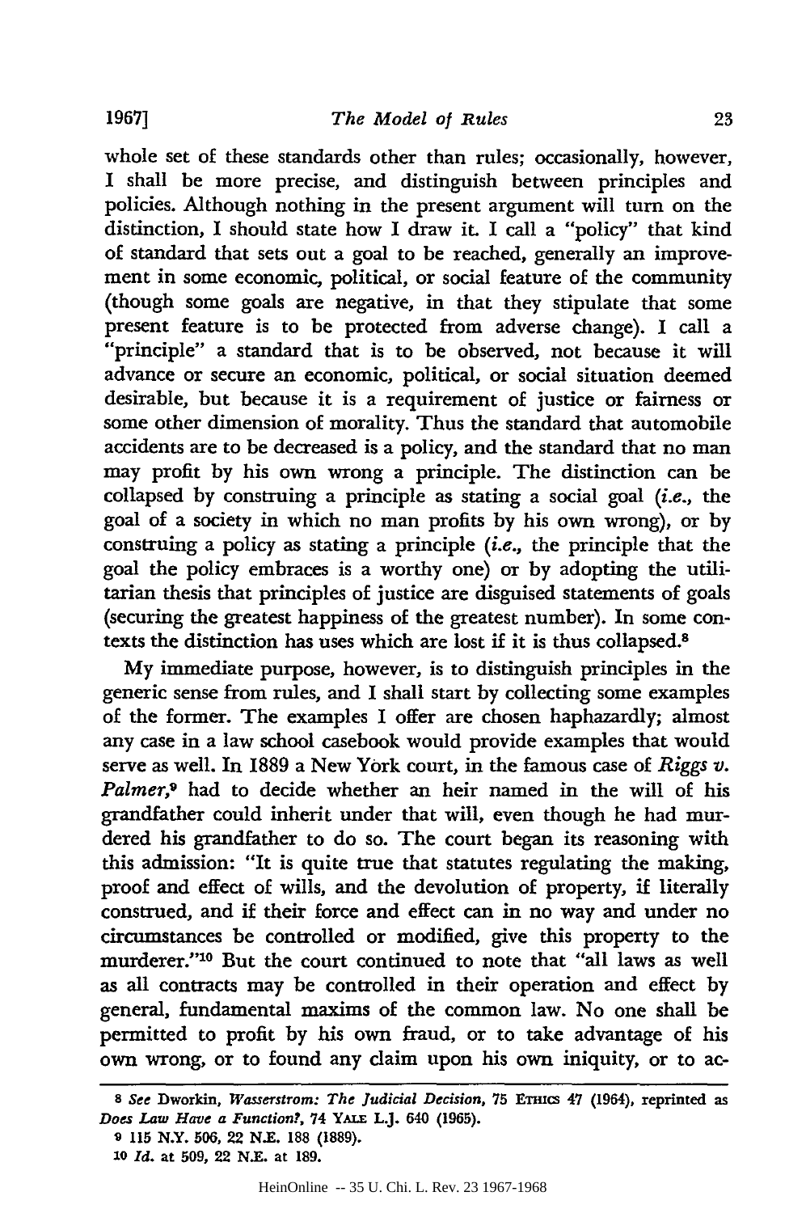whole set of these standards other than rules; occasionally, however, I shall be more precise, and distinguish between principles and policies. Although nothing in the present argument will turn on the distinction, I should state how I draw it. I call a "policy" that kind of standard that sets out a goal to be reached, generally an improvement in some economic, political, or social feature of the community (though some goals are negative, in that they stipulate that some present feature is to be protected from adverse change). I call a "principle" a standard that is to be observed, not because it will advance or secure an economic, political, or social situation deemed desirable, but because it is a requirement of justice or fairness or some other dimension of morality. Thus the standard that automobile accidents are to be decreased is a policy, and the standard that no man may profit by his own wrong a principle. The distinction can be collapsed by construing a principle as stating a social goal (*i.e.*, the goal of a society in which no man profits by his own wrong), or by construing a policy as stating a principle (*i.e.*, the principle that the goal the policy embraces is a worthy one) or by adopting the utilitarian thesis that principles of justice are disguised statements of goals (securing the greatest happiness of the greatest number). In some contexts the distinction has uses which are lost if it is thus collapsed.[8]

My immediate purpose, however, is to distinguish principles in the generic sense from rules, and I shall start by collecting some examples of the former. The examples I offer are chosen haphazardly; almost any case in a law school casebook would provide examples that would serve as well. In 1889 a New York court, in the famous case of *Riggs v. Palmer*,[9] had to decide whether an heir named in the will of his grandfather could inherit under that will, even though he had murdered his grandfather to do so. The court began its reasoning with this admission: "It is quite true that statutes regulating the making, proof and effect of wills, and the devolution of property, if literally construed, and if their force and effect can in no way and under no circumstances be controlled or modified, give this property to the murderer."[10] But the court continued to note that "all laws as well as all contracts may be controlled in their operation and effect by general, fundamental maxims of the common law. No one shall be permitted to profit by his own fraud, or to take advantage of his own wrong, or to found any claim upon his own iniquity, or to ac-

---

[8] *See* Dworkin, *Wasserstrom: The Judicial Decision*, 75 ETHICS 47 (1964), reprinted as *Does Law Have a Function?*, 74 YALE L.J. 640 (1965).

[9] 115 N.Y. 506, 22 N.E. 188 (1889).

[10] *Id.* at 509, 22 N.E. at 189.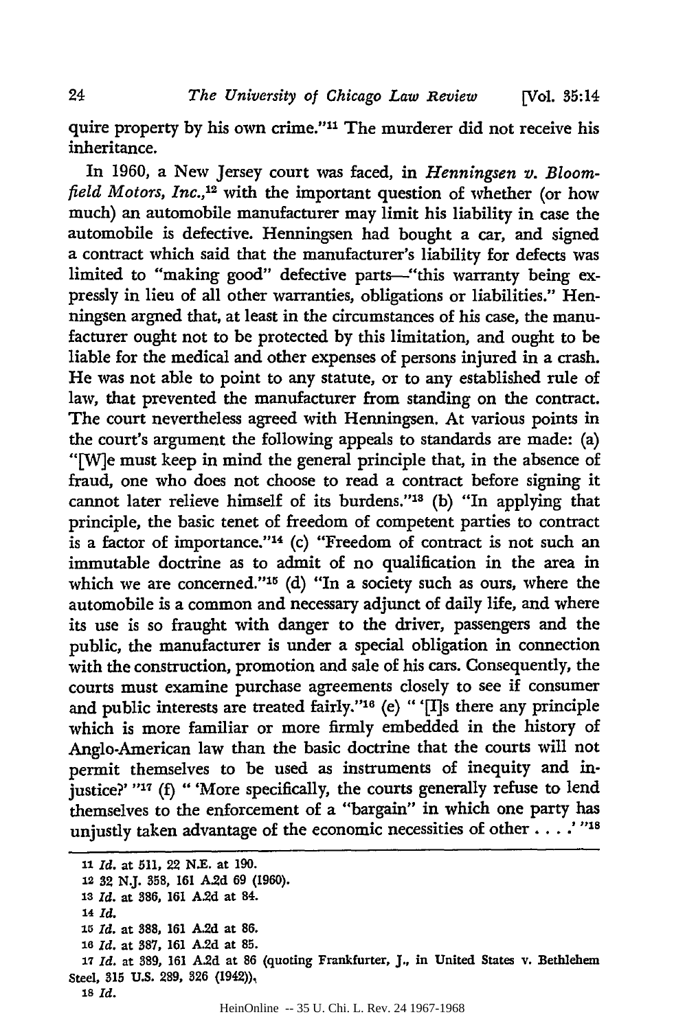quire property by his own crime."[11] The murderer did not receive his inheritance.

In 1960, a New Jersey court was faced, in *Henningsen v. Bloomfield Motors, Inc.*,[12] with the important question of whether (or how much) an automobile manufacturer may limit his liability in case the automobile is defective. Henningsen had bought a car, and signed a contract which said that the manufacturer's liability for defects was limited to "making good" defective parts—"this warranty being expressly in lieu of all other warranties, obligations or liabilities." Henningsen argued that, at least in the circumstances of his case, the manufacturer ought not to be protected by this limitation, and ought to be liable for the medical and other expenses of persons injured in a crash. He was not able to point to any statute, or to any established rule of law, that prevented the manufacturer from standing on the contract. The court nevertheless agreed with Henningsen. At various points in the court's argument the following appeals to standards are made: (a) "[W]e must keep in mind the general principle that, in the absence of fraud, one who does not choose to read a contract before signing it cannot later relieve himself of its burdens."[13] (b) "In applying that principle, the basic tenet of freedom of competent parties to contract is a factor of importance."[14] (c) "Freedom of contract is not such an immutable doctrine as to admit of no qualification in the area in which we are concerned."[15] (d) "In a society such as ours, where the automobile is a common and necessary adjunct of daily life, and where its use is so fraught with danger to the driver, passengers and the public, the manufacturer is under a special obligation in connection with the construction, promotion and sale of his cars. Consequently, the courts must examine purchase agreements closely to see if consumer and public interests are treated fairly."[16] (e) " '[I]s there any principle which is more familiar or more firmly embedded in the history of Anglo-American law than the basic doctrine that the courts will not permit themselves to be used as instruments of inequity and injustice?' "[17] (f) " 'More specifically, the courts generally refuse to lend themselves to the enforcement of a "bargain" in which one party has unjustly taken advantage of the economic necessities of other . . . .' "[18]

---

[11] *Id.* at 511, 22 N.E. at 190.

[12] 32 N.J. 358, 161 A.2d 69 (1960).

[13] *Id.* at 386, 161 A.2d at 84.

[14] *Id.*

[15] *Id.* at 388, 161 A.2d at 86.

[16] *Id.* at 387, 161 A.2d at 85.

[17] *Id.* at 389, 161 A.2d at 86 (quoting Frankfurter, J., in United States v. Bethlehem Steel, 315 U.S. 289, 326 (1942)).

[18] *Id.*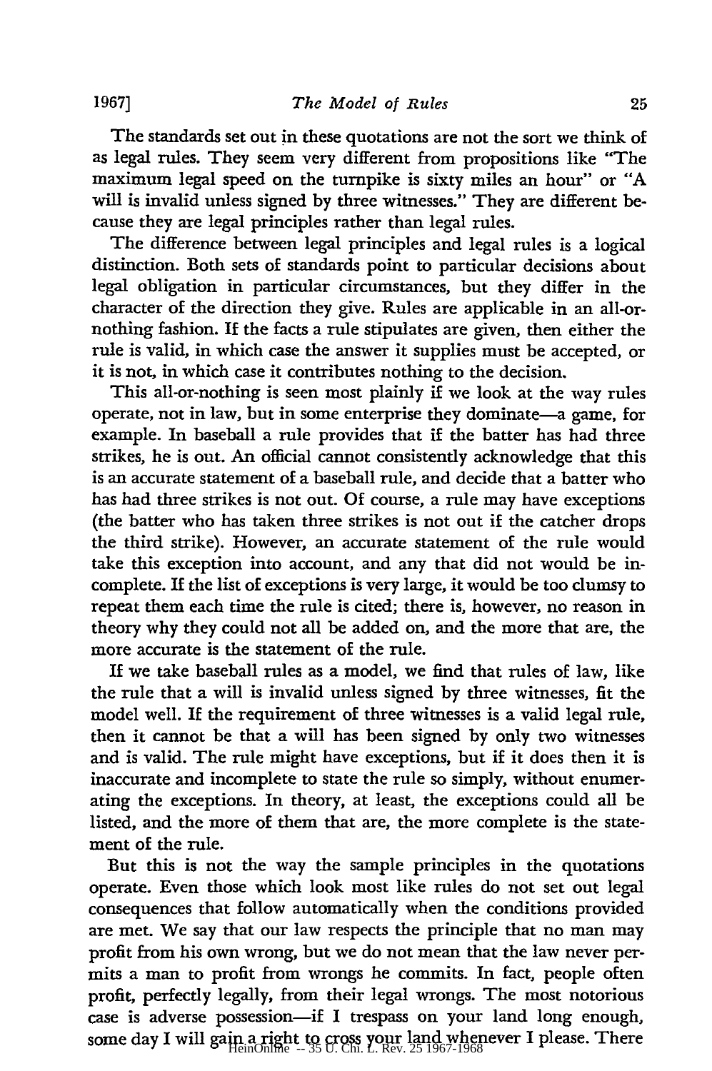The standards set out in these quotations are not the sort we think of as legal rules. They seem very different from propositions like "The maximum legal speed on the turnpike is sixty miles an hour" or "A will is invalid unless signed by three witnesses." They are different because they are legal principles rather than legal rules.

The difference between legal principles and legal rules is a logical distinction. Both sets of standards point to particular decisions about legal obligation in particular circumstances, but they differ in the character of the direction they give. Rules are applicable in an all-or-nothing fashion. If the facts a rule stipulates are given, then either the rule is valid, in which case the answer it supplies must be accepted, or it is not, in which case it contributes nothing to the decision.

This all-or-nothing is seen most plainly if we look at the way rules operate, not in law, but in some enterprise they dominate—a game, for example. In baseball a rule provides that if the batter has had three strikes, he is out. An official cannot consistently acknowledge that this is an accurate statement of a baseball rule, and decide that a batter who has had three strikes is not out. Of course, a rule may have exceptions (the batter who has taken three strikes is not out if the catcher drops the third strike). However, an accurate statement of the rule would take this exception into account, and any that did not would be incomplete. If the list of exceptions is very large, it would be too clumsy to repeat them each time the rule is cited; there is, however, no reason in theory why they could not all be added on, and the more that are, the more accurate is the statement of the rule.

If we take baseball rules as a model, we find that rules of law, like the rule that a will is invalid unless signed by three witnesses, fit the model well. If the requirement of three witnesses is a valid legal rule, then it cannot be that a will has been signed by only two witnesses and is valid. The rule might have exceptions, but if it does then it is inaccurate and incomplete to state the rule so simply, without enumerating the exceptions. In theory, at least, the exceptions could all be listed, and the more of them that are, the more complete is the statement of the rule.

But this is not the way the sample principles in the quotations operate. Even those which look most like rules do not set out legal consequences that follow automatically when the conditions provided are met. We say that our law respects the principle that no man may profit from his own wrong, but we do not mean that the law never permits a man to profit from wrongs he commits. In fact, people often profit, perfectly legally, from their legal wrongs. The most notorious case is adverse possession—if I trespass on your land long enough, some day I will gain a right to cross your land whenever I please. There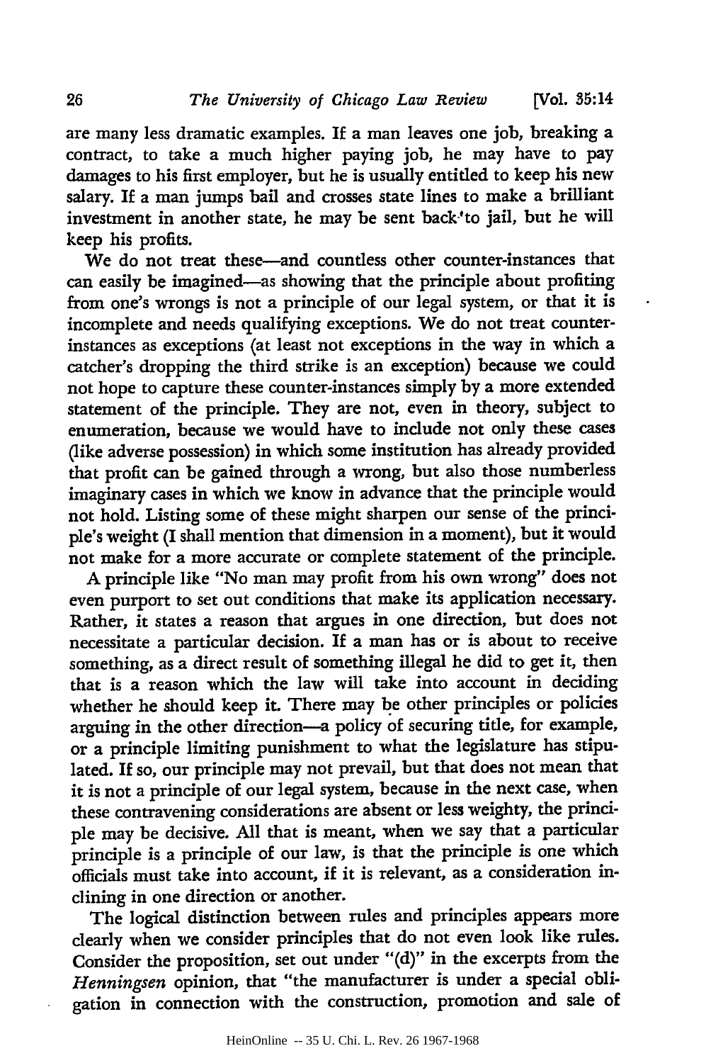are many less dramatic examples. If a man leaves one job, breaking a contract, to take a much higher paying job, he may have to pay damages to his first employer, but he is usually entitled to keep his new salary. If a man jumps bail and crosses state lines to make a brilliant investment in another state, he may be sent back to jail, but he will keep his profits.

We do not treat these—and countless other counter-instances that can easily be imagined—as showing that the principle about profiting from one's wrongs is not a principle of our legal system, or that it is incomplete and needs qualifying exceptions. We do not treat counter-instances as exceptions (at least not exceptions in the way in which a catcher's dropping the third strike is an exception) because we could not hope to capture these counter-instances simply by a more extended statement of the principle. They are not, even in theory, subject to enumeration, because we would have to include not only these cases (like adverse possession) in which some institution has already provided that profit can be gained through a wrong, but also those numberless imaginary cases in which we know in advance that the principle would not hold. Listing some of these might sharpen our sense of the principle's weight (I shall mention that dimension in a moment), but it would not make for a more accurate or complete statement of the principle.

A principle like "No man may profit from his own wrong" does not even purport to set out conditions that make its application necessary. Rather, it states a reason that argues in one direction, but does not necessitate a particular decision. If a man has or is about to receive something, as a direct result of something illegal he did to get it, then that is a reason which the law will take into account in deciding whether he should keep it. There may be other principles or policies arguing in the other direction—a policy of securing title, for example, or a principle limiting punishment to what the legislature has stipulated. If so, our principle may not prevail, but that does not mean that it is not a principle of our legal system, because in the next case, when these contravening considerations are absent or less weighty, the principle may be decisive. All that is meant, when we say that a particular principle is a principle of our law, is that the principle is one which officials must take into account, if it is relevant, as a consideration inclining in one direction or another.

The logical distinction between rules and principles appears more clearly when we consider principles that do not even look like rules. Consider the proposition, set out under "(d)" in the excerpts from the *Henningsen* opinion, that "the manufacturer is under a special obligation in connection with the construction, promotion and sale of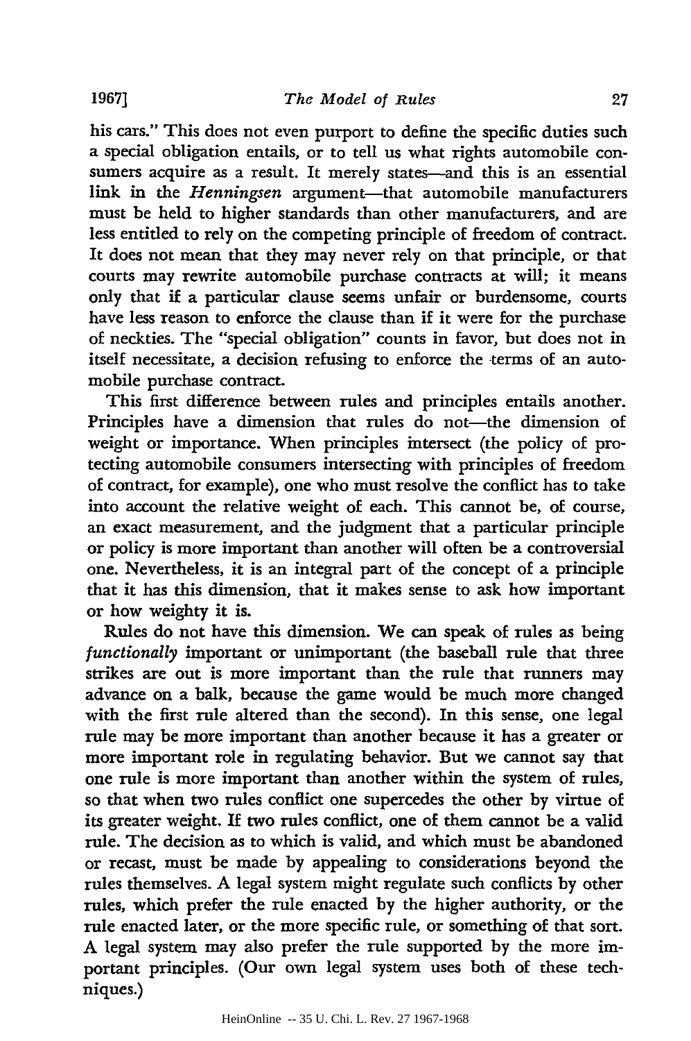his cars." This does not even purport to define the specific duties such a special obligation entails, or to tell us what rights automobile consumers acquire as a result. It merely states—and this is an essential link in the *Henningsen* argument—that automobile manufacturers must be held to higher standards than other manufacturers, and are less entitled to rely on the competing principle of freedom of contract. It does not mean that they may never rely on that principle, or that courts may rewrite automobile purchase contracts at will; it means only that if a particular clause seems unfair or burdensome, courts have less reason to enforce the clause than if it were for the purchase of neckties. The "special obligation" counts in favor, but does not in itself necessitate, a decision refusing to enforce the terms of an automobile purchase contract.

This first difference between rules and principles entails another. Principles have a dimension that rules do not—the dimension of weight or importance. When principles intersect (the policy of protecting automobile consumers intersecting with principles of freedom of contract, for example), one who must resolve the conflict has to take into account the relative weight of each. This cannot be, of course, an exact measurement, and the judgment that a particular principle or policy is more important than another will often be a controversial one. Nevertheless, it is an integral part of the concept of a principle that it has this dimension, that it makes sense to ask how important or how weighty it is.

Rules do not have this dimension. We can speak of rules as being *functionally* important or unimportant (the baseball rule that three strikes are out is more important than the rule that runners may advance on a balk, because the game would be much more changed with the first rule altered than the second). In this sense, one legal rule may be more important than another because it has a greater or more important role in regulating behavior. But we cannot say that one rule is more important than another within the system of rules, so that when two rules conflict one supercedes the other by virtue of its greater weight. If two rules conflict, one of them cannot be a valid rule. The decision as to which is valid, and which must be abandoned or recast, must be made by appealing to considerations beyond the rules themselves. A legal system might regulate such conflicts by other rules, which prefer the rule enacted by the higher authority, or the rule enacted later, or the more specific rule, or something of that sort. A legal system may also prefer the rule supported by the more important principles. (Our own legal system uses both of these techniques.)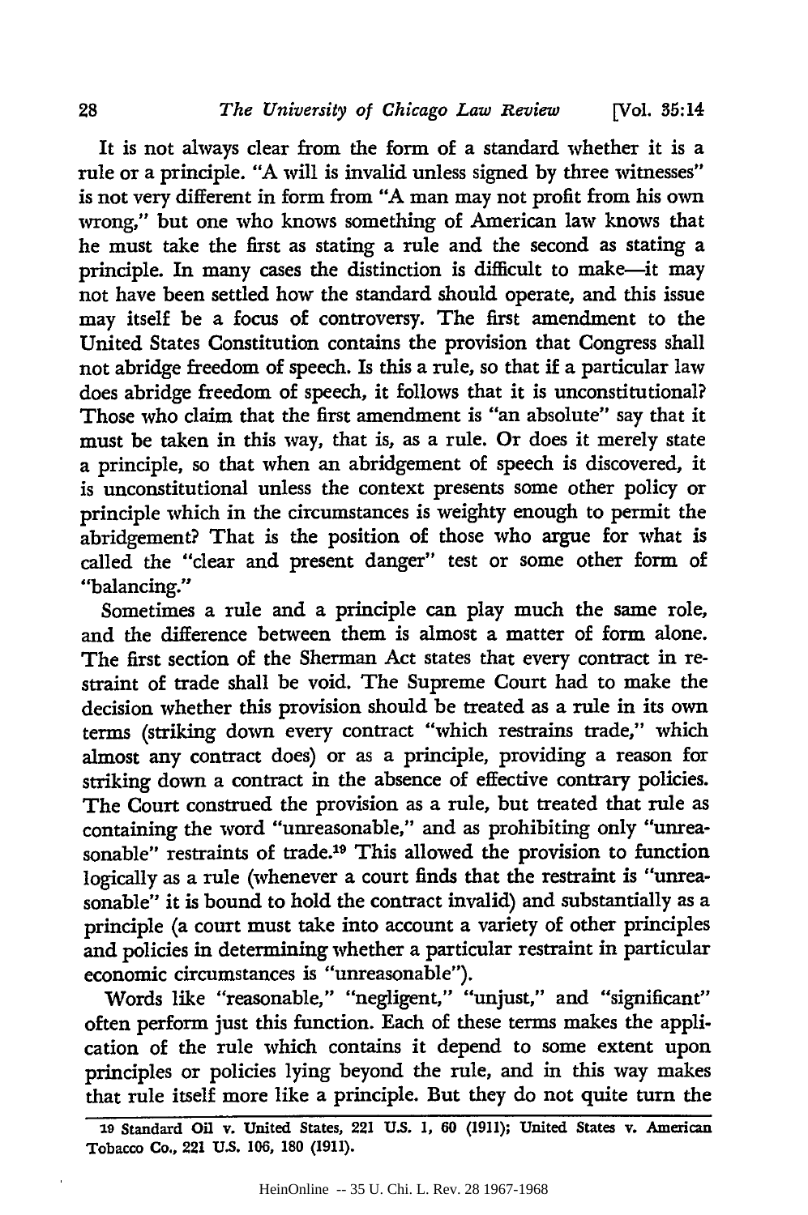It is not always clear from the form of a standard whether it is a rule or a principle. "A will is invalid unless signed by three witnesses" is not very different in form from "A man may not profit from his own wrong," but one who knows something of American law knows that he must take the first as stating a rule and the second as stating a principle. In many cases the distinction is difficult to make—it may not have been settled how the standard should operate, and this issue may itself be a focus of controversy. The first amendment to the United States Constitution contains the provision that Congress shall not abridge freedom of speech. Is this a rule, so that if a particular law does abridge freedom of speech, it follows that it is unconstitutional? Those who claim that the first amendment is "an absolute" say that it must be taken in this way, that is, as a rule. Or does it merely state a principle, so that when an abridgement of speech is discovered, it is unconstitutional unless the context presents some other policy or principle which in the circumstances is weighty enough to permit the abridgement? That is the position of those who argue for what is called the "clear and present danger" test or some other form of "balancing."

Sometimes a rule and a principle can play much the same role, and the difference between them is almost a matter of form alone. The first section of the Sherman Act states that every contract in restraint of trade shall be void. The Supreme Court had to make the decision whether this provision should be treated as a rule in its own terms (striking down every contract "which restrains trade," which almost any contract does) or as a principle, providing a reason for striking down a contract in the absence of effective contrary policies. The Court construed the provision as a rule, but treated that rule as containing the word "unreasonable," and as prohibiting only "unreasonable" restraints of trade.[19] This allowed the provision to function logically as a rule (whenever a court finds that the restraint is "unreasonable" it is bound to hold the contract invalid) and substantially as a principle (a court must take into account a variety of other principles and policies in determining whether a particular restraint in particular economic circumstances is "unreasonable").

Words like "reasonable," "negligent," "unjust," and "significant" often perform just this function. Each of these terms makes the application of the rule which contains it depend to some extent upon principles or policies lying beyond the rule, and in this way makes that rule itself more like a principle. But they do not quite turn the

---

[19] Standard Oil v. United States, 221 U.S. 1, 60 (1911); United States v. American Tobacco Co., 221 U.S. 106, 180 (1911).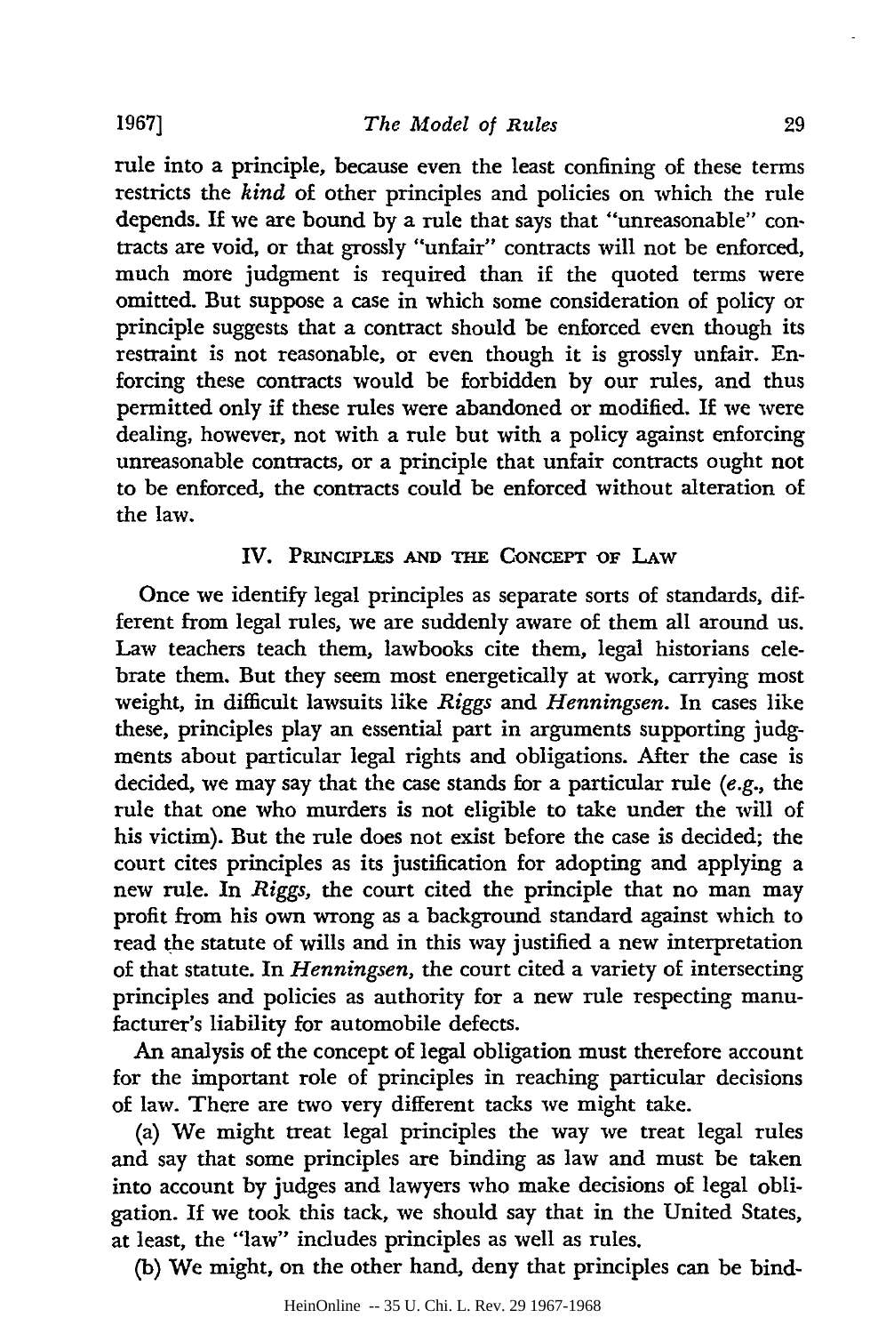rule into a principle, because even the least confining of these terms restricts the *kind* of other principles and policies on which the rule depends. If we are bound by a rule that says that "unreasonable" contracts are void, or that grossly "unfair" contracts will not be enforced, much more judgment is required than if the quoted terms were omitted. But suppose a case in which some consideration of policy or principle suggests that a contract should be enforced even though its restraint is not reasonable, or even though it is grossly unfair. Enforcing these contracts would be forbidden by our rules, and thus permitted only if these rules were abandoned or modified. If we were dealing, however, not with a rule but with a policy against enforcing unreasonable contracts, or a principle that unfair contracts ought not to be enforced, the contracts could be enforced without alteration of the law.

## IV. Principles and the Concept of Law

Once we identify legal principles as separate sorts of standards, different from legal rules, we are suddenly aware of them all around us. Law teachers teach them, lawbooks cite them, legal historians celebrate them. But they seem most energetically at work, carrying most weight, in difficult lawsuits like *Riggs* and *Henningsen*. In cases like these, principles play an essential part in arguments supporting judgments about particular legal rights and obligations. After the case is decided, we may say that the case stands for a particular rule (*e.g.*, the rule that one who murders is not eligible to take under the will of his victim). But the rule does not exist before the case is decided; the court cites principles as its justification for adopting and applying a new rule. In *Riggs*, the court cited the principle that no man may profit from his own wrong as a background standard against which to read the statute of wills and in this way justified a new interpretation of that statute. In *Henningsen*, the court cited a variety of intersecting principles and policies as authority for a new rule respecting manufacturer's liability for automobile defects.

An analysis of the concept of legal obligation must therefore account for the important role of principles in reaching particular decisions of law. There are two very different tacks we might take.

(a) We might treat legal principles the way we treat legal rules and say that some principles are binding as law and must be taken into account by judges and lawyers who make decisions of legal obligation. If we took this tack, we should say that in the United States, at least, the "law" includes principles as well as rules.

(b) We might, on the other hand, deny that principles can be bind-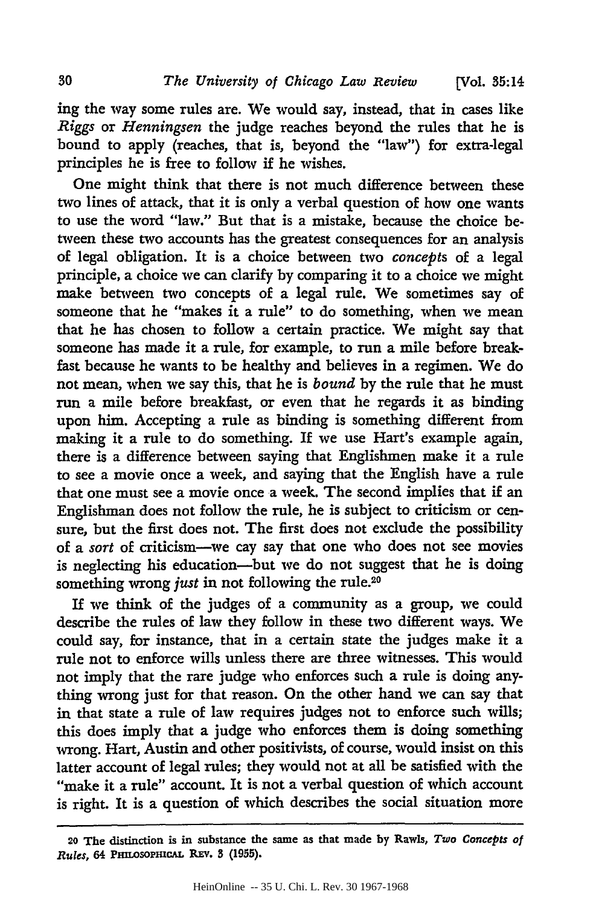ing the way some rules are. We would say, instead, that in cases like *Riggs* or *Henningsen* the judge reaches beyond the rules that he is bound to apply (reaches, that is, beyond the "law") for extra-legal principles he is free to follow if he wishes.

One might think that there is not much difference between these two lines of attack, that it is only a verbal question of how one wants to use the word "law." But that is a mistake, because the choice between these two accounts has the greatest consequences for an analysis of legal obligation. It is a choice between two *concepts* of a legal principle, a choice we can clarify by comparing it to a choice we might make between two concepts of a legal rule. We sometimes say of someone that he "makes it a rule" to do something, when we mean that he has chosen to follow a certain practice. We might say that someone has made it a rule, for example, to run a mile before breakfast because he wants to be healthy and believes in a regimen. We do not mean, when we say this, that he is *bound* by the rule that he must run a mile before breakfast, or even that he regards it as binding upon him. Accepting a rule as binding is something different from making it a rule to do something. If we use Hart's example again, there is a difference between saying that Englishmen make it a rule to see a movie once a week, and saying that the English have a rule that one must see a movie once a week. The second implies that if an Englishman does not follow the rule, he is subject to criticism or censure, but the first does not. The first does not exclude the possibility of a *sort* of criticism—we cay say that one who does not see movies is neglecting his education—but we do not suggest that he is doing something wrong *just* in not following the rule.[20]

If we think of the judges of a community as a group, we could describe the rules of law they follow in these two different ways. We could say, for instance, that in a certain state the judges make it a rule not to enforce wills unless there are three witnesses. This would not imply that the rare judge who enforces such a rule is doing anything wrong just for that reason. On the other hand we can say that in that state a rule of law requires judges not to enforce such wills; this does imply that a judge who enforces them is doing something wrong. Hart, Austin and other positivists, of course, would insist on this latter account of legal rules; they would not at all be satisfied with the "make it a rule" account. It is not a verbal question of which account is right. It is a question of which describes the social situation more

[20] The distinction is in substance the same as that made by Rawls, *Two Concepts of Rules*, 64 PHILOSOPHICAL REV. 3 (1955).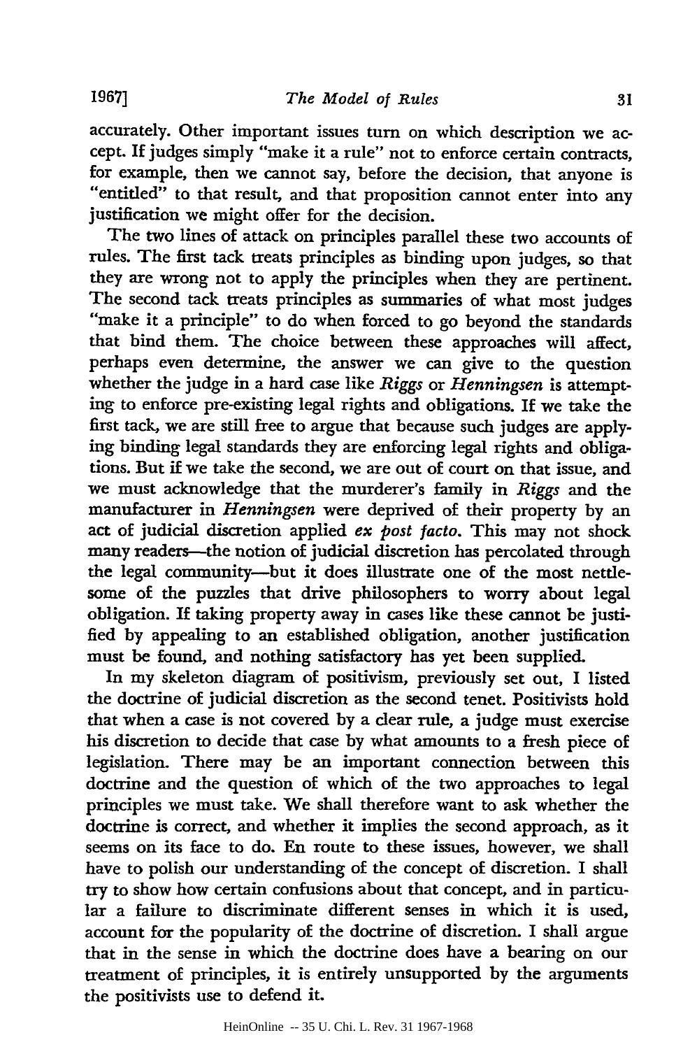accurately. Other important issues turn on which description we accept. If judges simply "make it a rule" not to enforce certain contracts, for example, then we cannot say, before the decision, that anyone is "entitled" to that result, and that proposition cannot enter into any justification we might offer for the decision.

The two lines of attack on principles parallel these two accounts of rules. The first tack treats principles as binding upon judges, so that they are wrong not to apply the principles when they are pertinent. The second tack treats principles as summaries of what most judges "make it a principle" to do when forced to go beyond the standards that bind them. The choice between these approaches will affect, perhaps even determine, the answer we can give to the question whether the judge in a hard case like *Riggs* or *Henningsen* is attempting to enforce pre-existing legal rights and obligations. If we take the first tack, we are still free to argue that because such judges are applying binding legal standards they are enforcing legal rights and obligations. But if we take the second, we are out of court on that issue, and we must acknowledge that the murderer's family in *Riggs* and the manufacturer in *Henningsen* were deprived of their property by an act of judicial discretion applied *ex post facto*. This may not shock many readers—the notion of judicial discretion has percolated through the legal community—but it does illustrate one of the most nettlesome of the puzzles that drive philosophers to worry about legal obligation. If taking property away in cases like these cannot be justified by appealing to an established obligation, another justification must be found, and nothing satisfactory has yet been supplied.

In my skeleton diagram of positivism, previously set out, I listed the doctrine of judicial discretion as the second tenet. Positivists hold that when a case is not covered by a clear rule, a judge must exercise his discretion to decide that case by what amounts to a fresh piece of legislation. There may be an important connection between this doctrine and the question of which of the two approaches to legal principles we must take. We shall therefore want to ask whether the doctrine is correct, and whether it implies the second approach, as it seems on its face to do. En route to these issues, however, we shall have to polish our understanding of the concept of discretion. I shall try to show how certain confusions about that concept, and in particular a failure to discriminate different senses in which it is used, account for the popularity of the doctrine of discretion. I shall argue that in the sense in which the doctrine does have a bearing on our treatment of principles, it is entirely unsupported by the arguments the positivists use to defend it.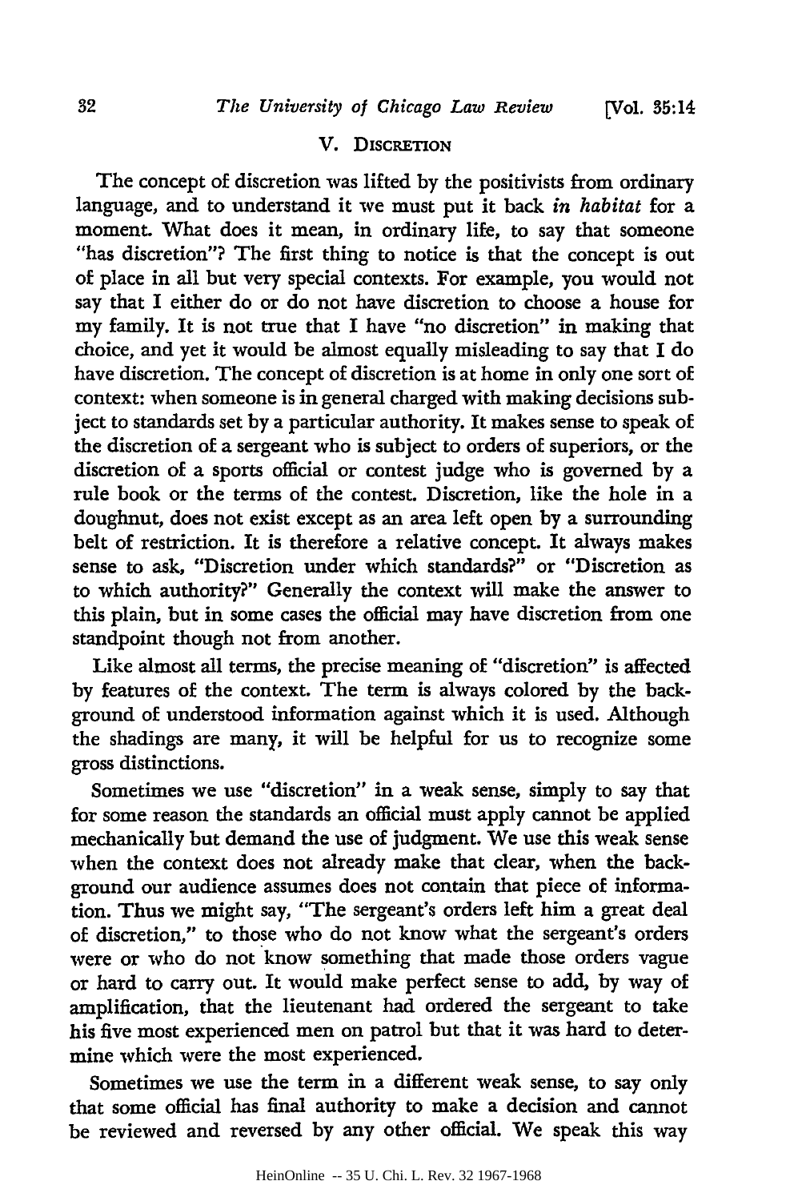## V. Discretion

The concept of discretion was lifted by the positivists from ordinary language, and to understand it we must put it back *in habitat* for a moment. What does it mean, in ordinary life, to say that someone "has discretion"? The first thing to notice is that the concept is out of place in all but very special contexts. For example, you would not say that I either do or do not have discretion to choose a house for my family. It is not true that I have "no discretion" in making that choice, and yet it would be almost equally misleading to say that I do have discretion. The concept of discretion is at home in only one sort of context: when someone is in general charged with making decisions subject to standards set by a particular authority. It makes sense to speak of the discretion of a sergeant who is subject to orders of superiors, or the discretion of a sports official or contest judge who is governed by a rule book or the terms of the contest. Discretion, like the hole in a doughnut, does not exist except as an area left open by a surrounding belt of restriction. It is therefore a relative concept. It always makes sense to ask, "Discretion under which standards?" or "Discretion as to which authority?" Generally the context will make the answer to this plain, but in some cases the official may have discretion from one standpoint though not from another.

Like almost all terms, the precise meaning of "discretion" is affected by features of the context. The term is always colored by the background of understood information against which it is used. Although the shadings are many, it will be helpful for us to recognize some gross distinctions.

Sometimes we use "discretion" in a weak sense, simply to say that for some reason the standards an official must apply cannot be applied mechanically but demand the use of judgment. We use this weak sense when the context does not already make that clear, when the background our audience assumes does not contain that piece of information. Thus we might say, "The sergeant's orders left him a great deal of discretion," to those who do not know what the sergeant's orders were or who do not know something that made those orders vague or hard to carry out. It would make perfect sense to add, by way of amplification, that the lieutenant had ordered the sergeant to take his five most experienced men on patrol but that it was hard to determine which were the most experienced.

Sometimes we use the term in a different weak sense, to say only that some official has final authority to make a decision and cannot be reviewed and reversed by any other official. We speak this way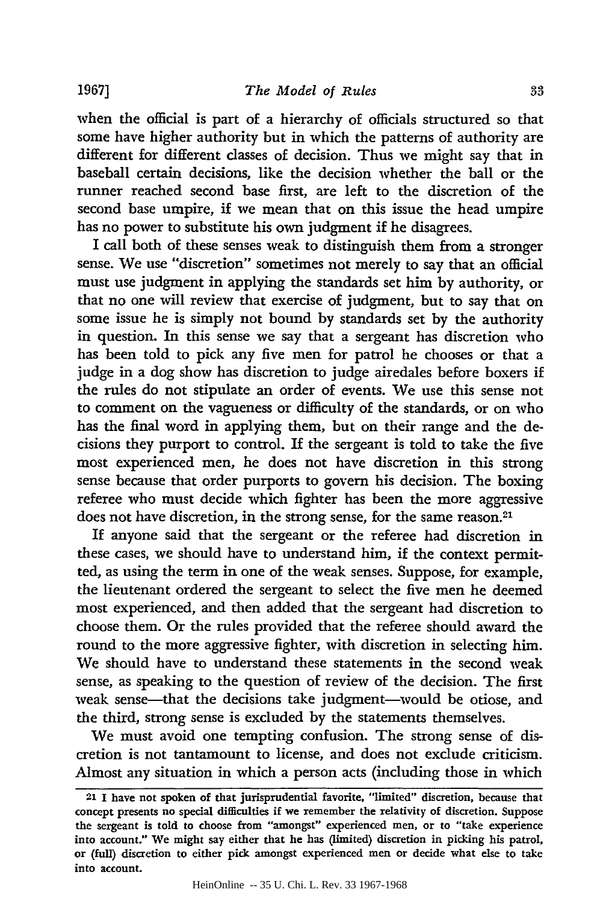when the official is part of a hierarchy of officials structured so that some have higher authority but in which the patterns of authority are different for different classes of decision. Thus we might say that in baseball certain decisions, like the decision whether the ball or the runner reached second base first, are left to the discretion of the second base umpire, if we mean that on this issue the head umpire has no power to substitute his own judgment if he disagrees.

I call both of these senses weak to distinguish them from a stronger sense. We use "discretion" sometimes not merely to say that an official must use judgment in applying the standards set him by authority, or that no one will review that exercise of judgment, but to say that on some issue he is simply not bound by standards set by the authority in question. In this sense we say that a sergeant has discretion who has been told to pick any five men for patrol he chooses or that a judge in a dog show has discretion to judge airedales before boxers if the rules do not stipulate an order of events. We use this sense not to comment on the vagueness or difficulty of the standards, or on who has the final word in applying them, but on their range and the decisions they purport to control. If the sergeant is told to take the five most experienced men, he does not have discretion in this strong sense because that order purports to govern his decision. The boxing referee who must decide which fighter has been the more aggressive does not have discretion, in the strong sense, for the same reason.[21]

If anyone said that the sergeant or the referee had discretion in these cases, we should have to understand him, if the context permitted, as using the term in one of the weak senses. Suppose, for example, the lieutenant ordered the sergeant to select the five men he deemed most experienced, and then added that the sergeant had discretion to choose them. Or the rules provided that the referee should award the round to the more aggressive fighter, with discretion in selecting him. We should have to understand these statements in the second weak sense, as speaking to the question of review of the decision. The first weak sense—that the decisions take judgment—would be otiose, and the third, strong sense is excluded by the statements themselves.

We must avoid one tempting confusion. The strong sense of discretion is not tantamount to license, and does not exclude criticism. Almost any situation in which a person acts (including those in which

---

[21] I have not spoken of that jurisprudential favorite, "limited" discretion, because that concept presents no special difficulties if we remember the relativity of discretion. Suppose the sergeant is told to choose from "amongst" experienced men, or to "take experience into account." We might say either that he has (limited) discretion in picking his patrol, or (full) discretion to either pick amongst experienced men or decide what else to take into account.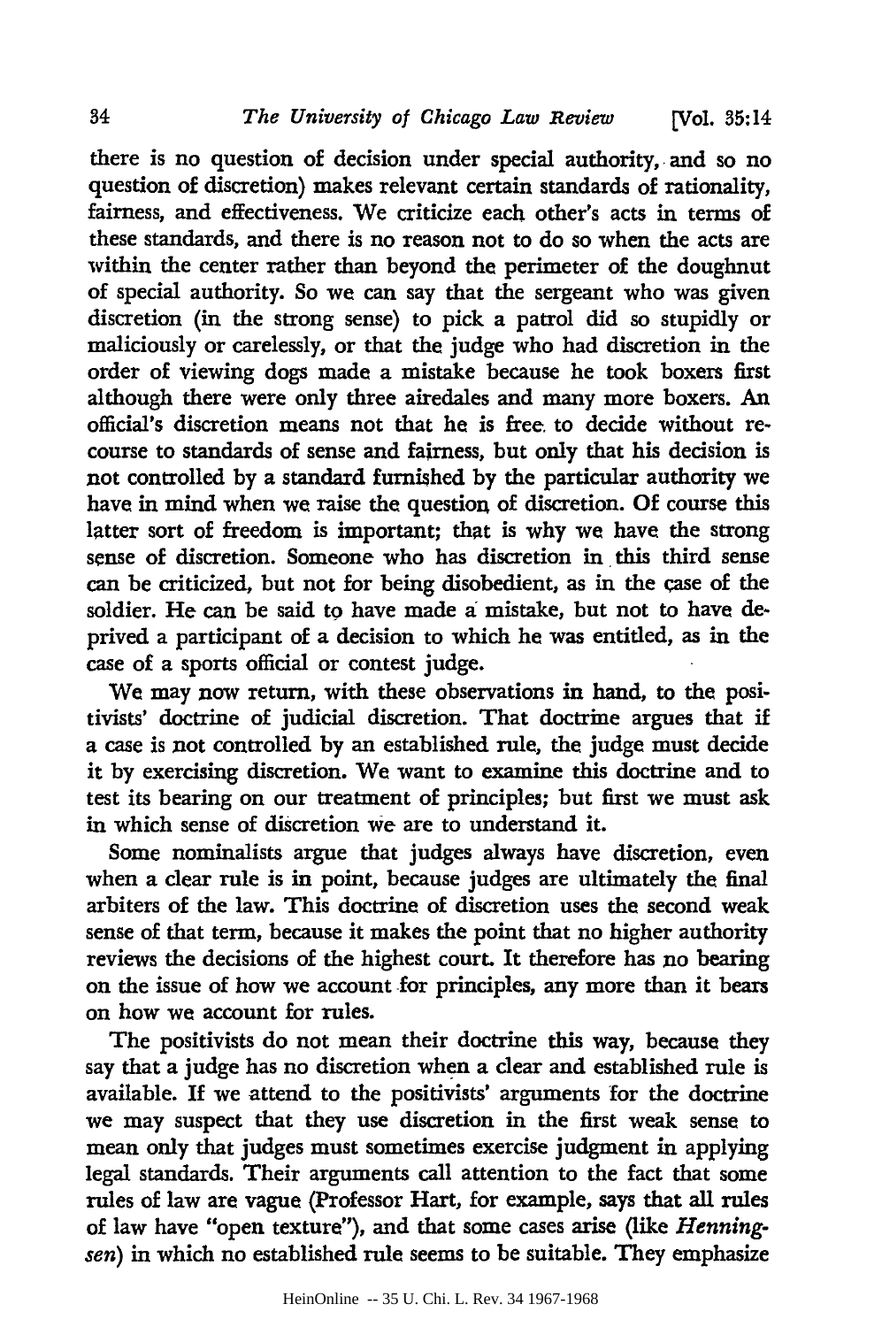there is no question of decision under special authority, and so no question of discretion) makes relevant certain standards of rationality, fairness, and effectiveness. We criticize each other's acts in terms of these standards, and there is no reason not to do so when the acts are within the center rather than beyond the perimeter of the doughnut of special authority. So we can say that the sergeant who was given discretion (in the strong sense) to pick a patrol did so stupidly or maliciously or carelessly, or that the judge who had discretion in the order of viewing dogs made a mistake because he took boxers first although there were only three airedales and many more boxers. An official's discretion means not that he is free to decide without recourse to standards of sense and fairness, but only that his decision is not controlled by a standard furnished by the particular authority we have in mind when we raise the question of discretion. Of course this latter sort of freedom is important; that is why we have the strong sense of discretion. Someone who has discretion in this third sense can be criticized, but not for being disobedient, as in the case of the soldier. He can be said to have made a mistake, but not to have deprived a participant of a decision to which he was entitled, as in the case of a sports official or contest judge.

We may now return, with these observations in hand, to the positivists' doctrine of judicial discretion. That doctrine argues that if a case is not controlled by an established rule, the judge must decide it by exercising discretion. We want to examine this doctrine and to test its bearing on our treatment of principles; but first we must ask in which sense of discretion we are to understand it.

Some nominalists argue that judges always have discretion, even when a clear rule is in point, because judges are ultimately the final arbiters of the law. This doctrine of discretion uses the second weak sense of that term, because it makes the point that no higher authority reviews the decisions of the highest court. It therefore has no bearing on the issue of how we account for principles, any more than it bears on how we account for rules.

The positivists do not mean their doctrine this way, because they say that a judge has no discretion when a clear and established rule is available. If we attend to the positivists' arguments for the doctrine we may suspect that they use discretion in the first weak sense to mean only that judges must sometimes exercise judgment in applying legal standards. Their arguments call attention to the fact that some rules of law are vague (Professor Hart, for example, says that all rules of law have "open texture"), and that some cases arise (like *Henningsen*) in which no established rule seems to be suitable. They emphasize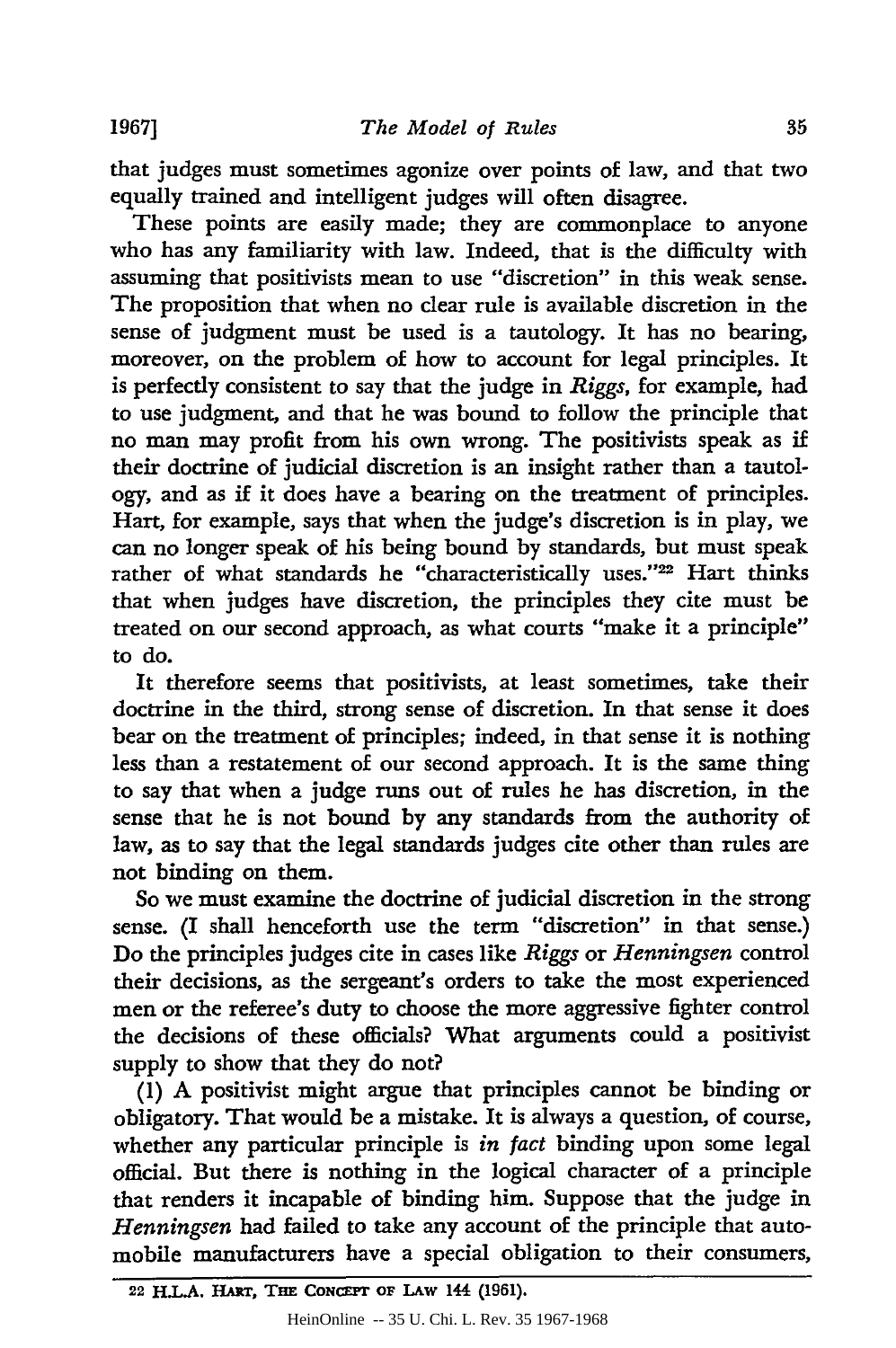that judges must sometimes agonize over points of law, and that two equally trained and intelligent judges will often disagree.

These points are easily made; they are commonplace to anyone who has any familiarity with law. Indeed, that is the difficulty with assuming that positivists mean to use "discretion" in this weak sense. The proposition that when no clear rule is available discretion in the sense of judgment must be used is a tautology. It has no bearing, moreover, on the problem of how to account for legal principles. It is perfectly consistent to say that the judge in *Riggs*, for example, had to use judgment, and that he was bound to follow the principle that no man may profit from his own wrong. The positivists speak as if their doctrine of judicial discretion is an insight rather than a tautology, and as if it does have a bearing on the treatment of principles. Hart, for example, says that when the judge's discretion is in play, we can no longer speak of his being bound by standards, but must speak rather of what standards he "characteristically uses."[22] Hart thinks that when judges have discretion, the principles they cite must be treated on our second approach, as what courts "make it a principle" to do.

It therefore seems that positivists, at least sometimes, take their doctrine in the third, strong sense of discretion. In that sense it does bear on the treatment of principles; indeed, in that sense it is nothing less than a restatement of our second approach. It is the same thing to say that when a judge runs out of rules he has discretion, in the sense that he is not bound by any standards from the authority of law, as to say that the legal standards judges cite other than rules are not binding on them.

So we must examine the doctrine of judicial discretion in the strong sense. (I shall henceforth use the term "discretion" in that sense.) Do the principles judges cite in cases like *Riggs* or *Henningsen* control their decisions, as the sergeant's orders to take the most experienced men or the referee's duty to choose the more aggressive fighter control the decisions of these officials? What arguments could a positivist supply to show that they do not?

(1) A positivist might argue that principles cannot be binding or obligatory. That would be a mistake. It is always a question, of course, whether any particular principle is *in fact* binding upon some legal official. But there is nothing in the logical character of a principle that renders it incapable of binding him. Suppose that the judge in *Henningsen* had failed to take any account of the principle that automobile manufacturers have a special obligation to their consumers,

---

22 H.L.A. HART, THE CONCEPT OF LAW 144 (1961).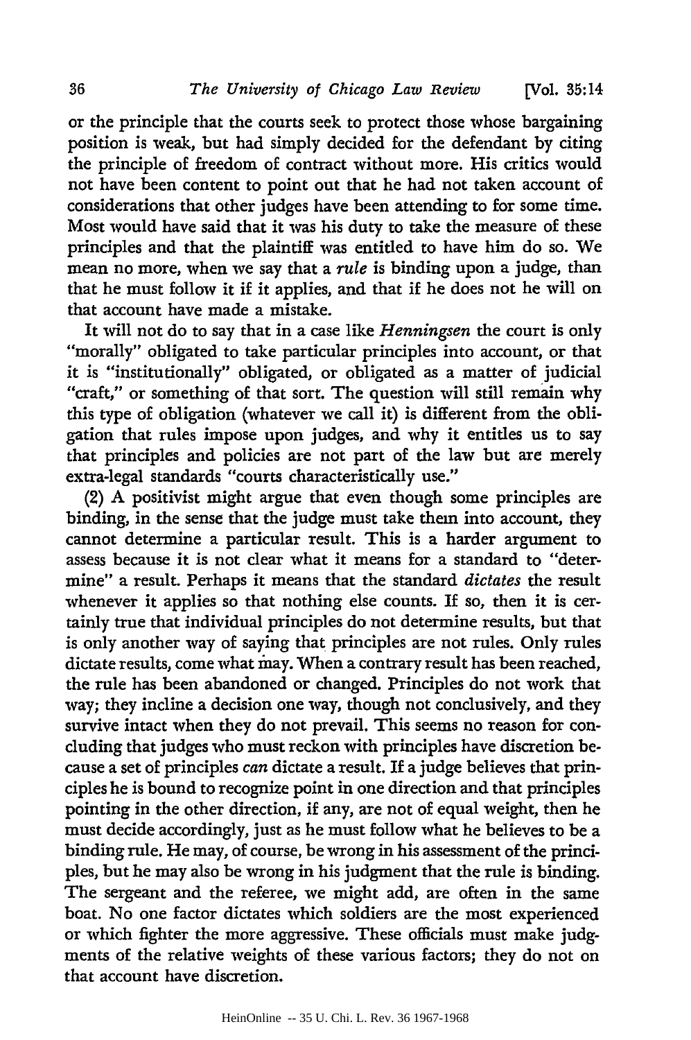or the principle that the courts seek to protect those whose bargaining position is weak, but had simply decided for the defendant by citing the principle of freedom of contract without more. His critics would not have been content to point out that he had not taken account of considerations that other judges have been attending to for some time. Most would have said that it was his duty to take the measure of these principles and that the plaintiff was entitled to have him do so. We mean no more, when we say that a *rule* is binding upon a judge, than that he must follow it if it applies, and that if he does not he will on that account have made a mistake.

It will not do to say that in a case like *Henningsen* the court is only "morally" obligated to take particular principles into account, or that it is "institutionally" obligated, or obligated as a matter of judicial "craft," or something of that sort. The question will still remain why this type of obligation (whatever we call it) is different from the obligation that rules impose upon judges, and why it entitles us to say that principles and policies are not part of the law but are merely extra-legal standards "courts characteristically use."

(2) A positivist might argue that even though some principles are binding, in the sense that the judge must take them into account, they cannot determine a particular result. This is a harder argument to assess because it is not clear what it means for a standard to "determine" a result. Perhaps it means that the standard *dictates* the result whenever it applies so that nothing else counts. If so, then it is certainly true that individual principles do not determine results, but that is only another way of saying that principles are not rules. Only rules dictate results, come what may. When a contrary result has been reached, the rule has been abandoned or changed. Principles do not work that way; they incline a decision one way, though not conclusively, and they survive intact when they do not prevail. This seems no reason for concluding that judges who must reckon with principles have discretion because a set of principles *can* dictate a result. If a judge believes that principles he is bound to recognize point in one direction and that principles pointing in the other direction, if any, are not of equal weight, then he must decide accordingly, just as he must follow what he believes to be a binding rule. He may, of course, be wrong in his assessment of the principles, but he may also be wrong in his judgment that the rule is binding. The sergeant and the referee, we might add, are often in the same boat. No one factor dictates which soldiers are the most experienced or which fighter the more aggressive. These officials must make judgments of the relative weights of these various factors; they do not on that account have discretion.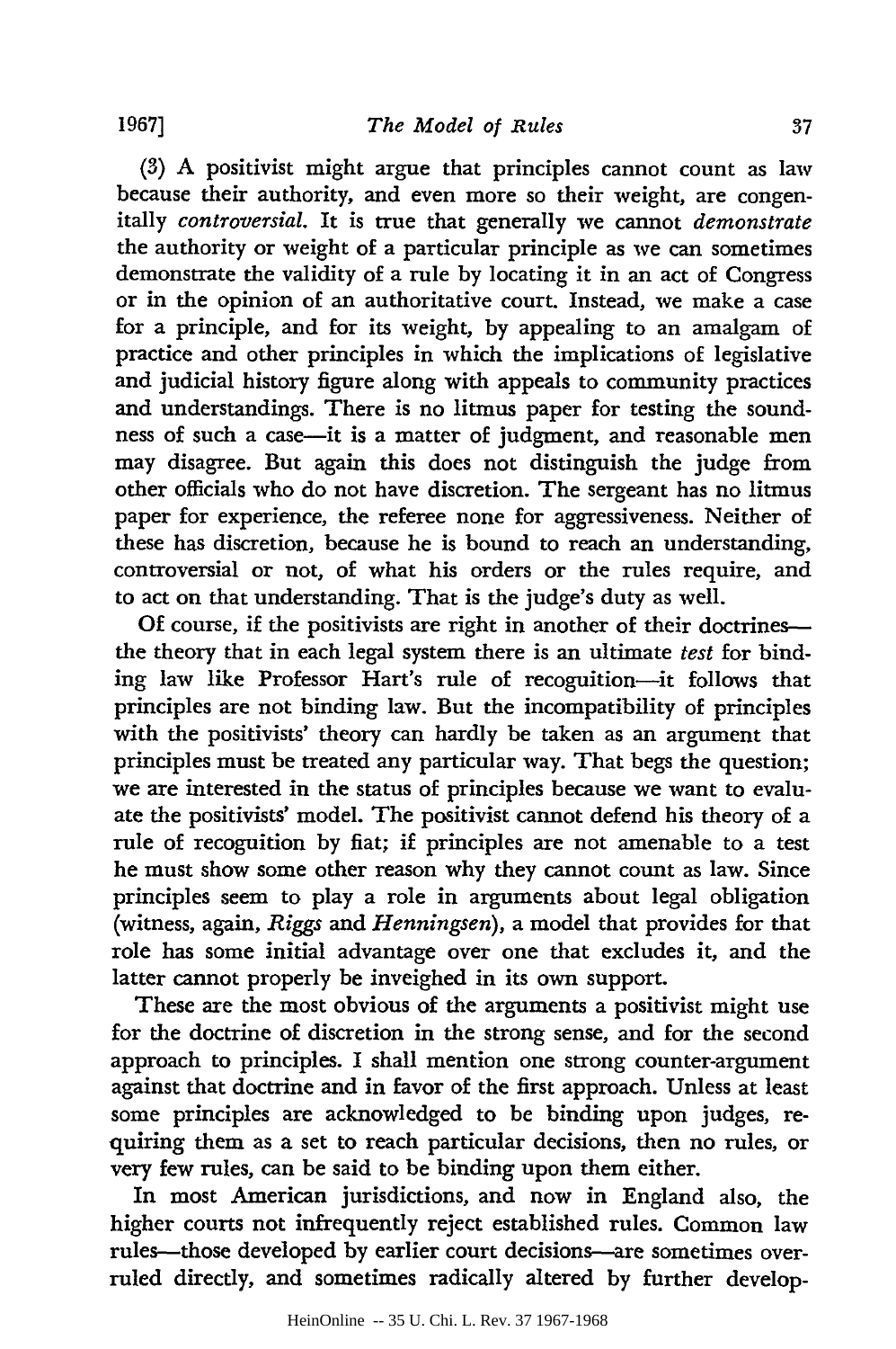(3) A positivist might argue that principles cannot count as law because their authority, and even more so their weight, are congenitally *controversial*. It is true that generally we cannot *demonstrate* the authority or weight of a particular principle as we can sometimes demonstrate the validity of a rule by locating it in an act of Congress or in the opinion of an authoritative court. Instead, we make a case for a principle, and for its weight, by appealing to an amalgam of practice and other principles in which the implications of legislative and judicial history figure along with appeals to community practices and understandings. There is no litmus paper for testing the soundness of such a case—it is a matter of judgment, and reasonable men may disagree. But again this does not distinguish the judge from other officials who do not have discretion. The sergeant has no litmus paper for experience, the referee none for aggressiveness. Neither of these has discretion, because he is bound to reach an understanding, controversial or not, of what his orders or the rules require, and to act on that understanding. That is the judge's duty as well.

Of course, if the positivists are right in another of their doctrines—the theory that in each legal system there is an ultimate *test* for binding law like Professor Hart's rule of recognition—it follows that principles are not binding law. But the incompatibility of principles with the positivists' theory can hardly be taken as an argument that principles must be treated any particular way. That begs the question; we are interested in the status of principles because we want to evaluate the positivists' model. The positivist cannot defend his theory of a rule of recognition by fiat; if principles are not amenable to a test he must show some other reason why they cannot count as law. Since principles seem to play a role in arguments about legal obligation (witness, again, *Riggs* and *Henningsen*), a model that provides for that role has some initial advantage over one that excludes it, and the latter cannot properly be inveighed in its own support.

These are the most obvious of the arguments a positivist might use for the doctrine of discretion in the strong sense, and for the second approach to principles. I shall mention one strong counter-argument against that doctrine and in favor of the first approach. Unless at least some principles are acknowledged to be binding upon judges, requiring them as a set to reach particular decisions, then no rules, or very few rules, can be said to be binding upon them either.

In most American jurisdictions, and now in England also, the higher courts not infrequently reject established rules. Common law rules—those developed by earlier court decisions—are sometimes overruled directly, and sometimes radically altered by further develop-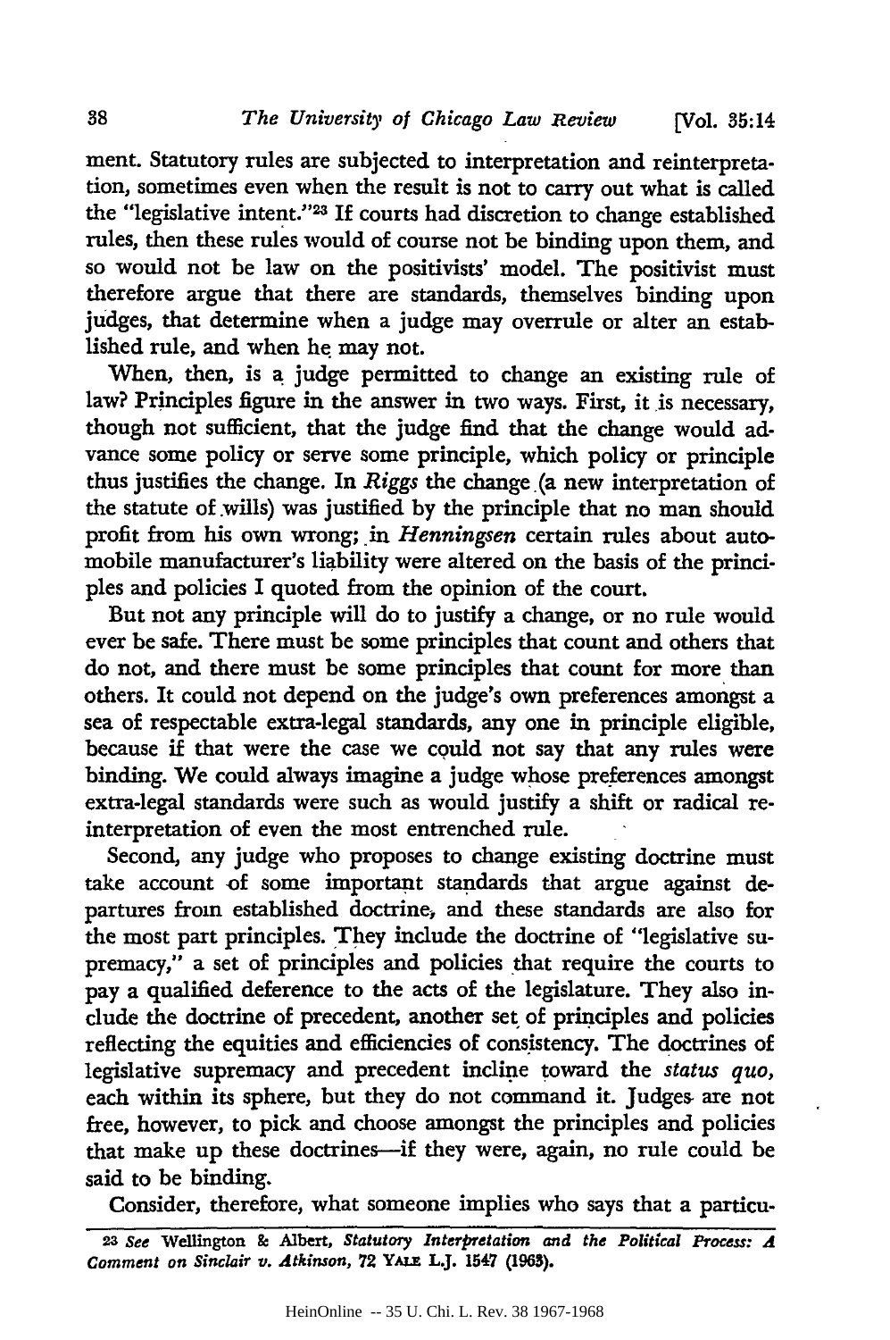ment. Statutory rules are subjected to interpretation and reinterpretation, sometimes even when the result is not to carry out what is called the "legislative intent."[23] If courts had discretion to change established rules, then these rules would of course not be binding upon them, and so would not be law on the positivists' model. The positivist must therefore argue that there are standards, themselves binding upon judges, that determine when a judge may overrule or alter an established rule, and when he may not.

When, then, is a judge permitted to change an existing rule of law? Principles figure in the answer in two ways. First, it is necessary, though not sufficient, that the judge find that the change would advance some policy or serve some principle, which policy or principle thus justifies the change. In *Riggs* the change (a new interpretation of the statute of wills) was justified by the principle that no man should profit from his own wrong; in *Henningsen* certain rules about automobile manufacturer's liability were altered on the basis of the principles and policies I quoted from the opinion of the court.

But not any principle will do to justify a change, or no rule would ever be safe. There must be some principles that count and others that do not, and there must be some principles that count for more than others. It could not depend on the judge's own preferences amongst a sea of respectable extra-legal standards, any one in principle eligible, because if that were the case we could not say that any rules were binding. We could always imagine a judge whose preferences amongst extra-legal standards were such as would justify a shift or radical reinterpretation of even the most entrenched rule.

Second, any judge who proposes to change existing doctrine must take account of some important standards that argue against departures from established doctrine, and these standards are also for the most part principles. They include the doctrine of "legislative supremacy," a set of principles and policies that require the courts to pay a qualified deference to the acts of the legislature. They also include the doctrine of precedent, another set of principles and policies reflecting the equities and efficiencies of consistency. The doctrines of legislative supremacy and precedent incline toward the *status quo*, each within its sphere, but they do not command it. Judges are not free, however, to pick and choose amongst the principles and policies that make up these doctrines—if they were, again, no rule could be said to be binding.

Consider, therefore, what someone implies who says that a particu-

---

[23] *See* Wellington & Albert, *Statutory Interpretation and the Political Process: A Comment on Sinclair v. Atkinson*, 72 YALE L.J. 1547 (1963).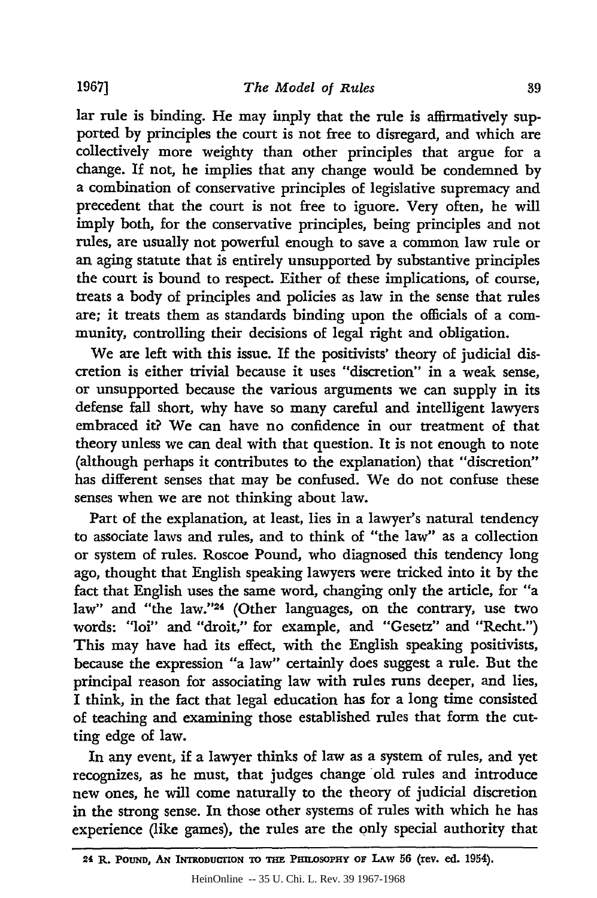lar rule is binding. He may imply that the rule is affirmatively supported by principles the court is not free to disregard, and which are collectively more weighty than other principles that argue for a change. If not, he implies that any change would be condemned by a combination of conservative principles of legislative supremacy and precedent that the court is not free to iguore. Very often, he will imply both, for the conservative principles, being principles and not rules, are usually not powerful enough to save a common law rule or an aging statute that is entirely unsupported by substantive principles the court is bound to respect. Either of these implications, of course, treats a body of principles and policies as law in the sense that rules are; it treats them as standards binding upon the officials of a community, controlling their decisions of legal right and obligation.

We are left with this issue. If the positivists' theory of judicial discretion is either trivial because it uses "discretion" in a weak sense, or unsupported because the various arguments we can supply in its defense fall short, why have so many careful and intelligent lawyers embraced it? We can have no confidence in our treatment of that theory unless we can deal with that question. It is not enough to note (although perhaps it contributes to the explanation) that "discretion" has different senses that may be confused. We do not confuse these senses when we are not thinking about law.

Part of the explanation, at least, lies in a lawyer's natural tendency to associate laws and rules, and to think of "the law" as a collection or system of rules. Roscoe Pound, who diagnosed this tendency long ago, thought that English speaking lawyers were tricked into it by the fact that English uses the same word, changing only the article, for "a law" and "the law."[24] (Other languages, on the contrary, use two words: "loi" and "droit," for example, and "Gesetz" and "Recht.") This may have had its effect, with the English speaking positivists, because the expression "a law" certainly does suggest a rule. But the principal reason for associating law with rules runs deeper, and lies, I think, in the fact that legal education has for a long time consisted of teaching and examining those established rules that form the cutting edge of law.

In any event, if a lawyer thinks of law as a system of rules, and yet recognizes, as he must, that judges change old rules and introduce new ones, he will come naturally to the theory of judicial discretion in the strong sense. In those other systems of rules with which he has experience (like games), the rules are the only special authority that

---

[24] R. Pound, An Introduction to the Philosophy of Law 56 (rev. ed. 1954).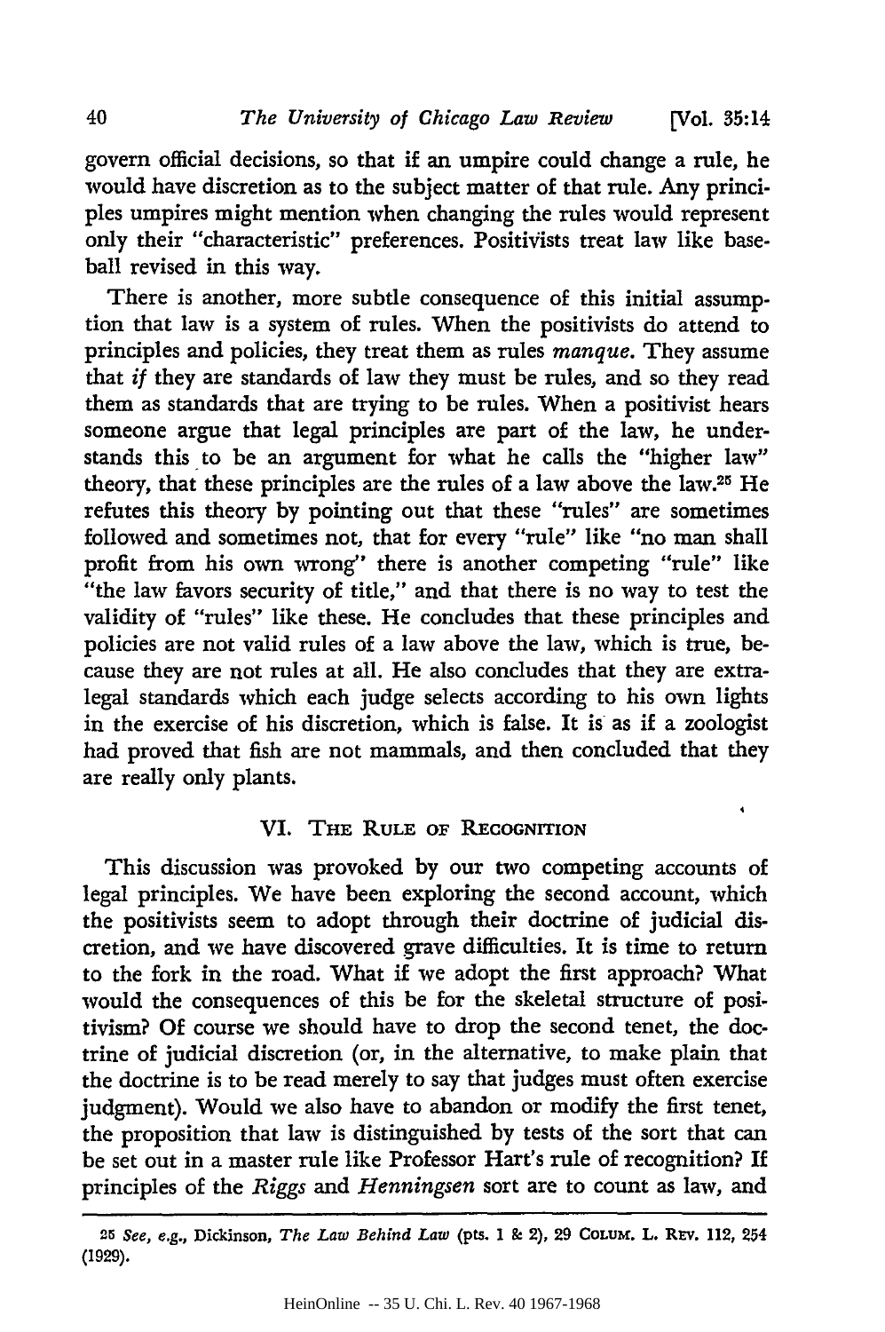govern official decisions, so that if an umpire could change a rule, he would have discretion as to the subject matter of that rule. Any principles umpires might mention when changing the rules would represent only their "characteristic" preferences. Positivists treat law like baseball revised in this way.

There is another, more subtle consequence of this initial assumption that law is a system of rules. When the positivists do attend to principles and policies, they treat them as rules *manque*. They assume that *if* they are standards of law they must be rules, and so they read them as standards that are trying to be rules. When a positivist hears someone argue that legal principles are part of the law, he understands this to be an argument for what he calls the "higher law" theory, that these principles are the rules of a law above the law.[25] He refutes this theory by pointing out that these "rules" are sometimes followed and sometimes not, that for every "rule" like "no man shall profit from his own wrong" there is another competing "rule" like "the law favors security of title," and that there is no way to test the validity of "rules" like these. He concludes that these principles and policies are not valid rules of a law above the law, which is true, because they are not rules at all. He also concludes that they are extralegal standards which each judge selects according to his own lights in the exercise of his discretion, which is false. It is as if a zoologist had proved that fish are not mammals, and then concluded that they are really only plants.

## VI. The Rule of Recognition

This discussion was provoked by our two competing accounts of legal principles. We have been exploring the second account, which the positivists seem to adopt through their doctrine of judicial discretion, and we have discovered grave difficulties. It is time to return to the fork in the road. What if we adopt the first approach? What would the consequences of this be for the skeletal structure of positivism? Of course we should have to drop the second tenet, the doctrine of judicial discretion (or, in the alternative, to make plain that the doctrine is to be read merely to say that judges must often exercise judgment). Would we also have to abandon or modify the first tenet, the proposition that law is distinguished by tests of the sort that can be set out in a master rule like Professor Hart's rule of recognition? If principles of the *Riggs* and *Henningsen* sort are to count as law, and

---

[25] *See, e.g.*, Dickinson, *The Law Behind Law* (pts. 1 & 2), 29 Colum. L. Rev. 112, 254 (1929).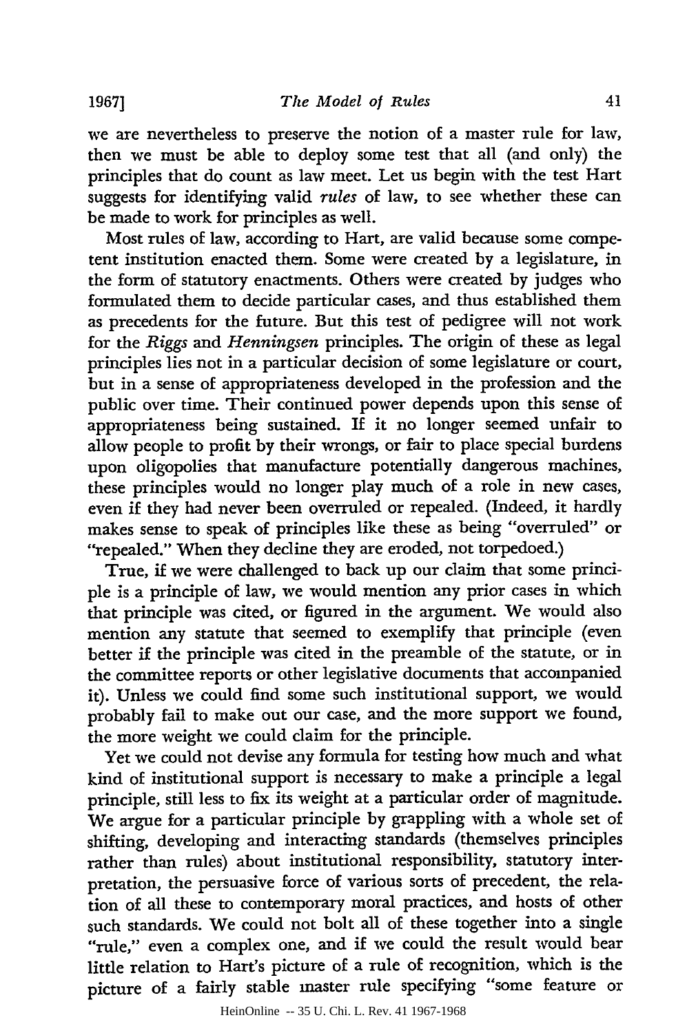we are nevertheless to preserve the notion of a master rule for law, then we must be able to deploy some test that all (and only) the principles that do count as law meet. Let us begin with the test Hart suggests for identifying valid *rules* of law, to see whether these can be made to work for principles as well.

Most rules of law, according to Hart, are valid because some competent institution enacted them. Some were created by a legislature, in the form of statutory enactments. Others were created by judges who formulated them to decide particular cases, and thus established them as precedents for the future. But this test of pedigree will not work for the *Riggs* and *Henningsen* principles. The origin of these as legal principles lies not in a particular decision of some legislature or court, but in a sense of appropriateness developed in the profession and the public over time. Their continued power depends upon this sense of appropriateness being sustained. If it no longer seemed unfair to allow people to profit by their wrongs, or fair to place special burdens upon oligopolies that manufacture potentially dangerous machines, these principles would no longer play much of a role in new cases, even if they had never been overruled or repealed. (Indeed, it hardly makes sense to speak of principles like these as being "overruled" or "repealed." When they decline they are eroded, not torpedoed.)

True, if we were challenged to back up our claim that some principle is a principle of law, we would mention any prior cases in which that principle was cited, or figured in the argument. We would also mention any statute that seemed to exemplify that principle (even better if the principle was cited in the preamble of the statute, or in the committee reports or other legislative documents that accompanied it). Unless we could find some such institutional support, we would probably fail to make out our case, and the more support we found, the more weight we could claim for the principle.

Yet we could not devise any formula for testing how much and what kind of institutional support is necessary to make a principle a legal principle, still less to fix its weight at a particular order of magnitude. We argue for a particular principle by grappling with a whole set of shifting, developing and interacting standards (themselves principles rather than rules) about institutional responsibility, statutory interpretation, the persuasive force of various sorts of precedent, the relation of all these to contemporary moral practices, and hosts of other such standards. We could not bolt all of these together into a single "rule," even a complex one, and if we could the result would bear little relation to Hart's picture of a rule of recognition, which is the picture of a fairly stable master rule specifying "some feature or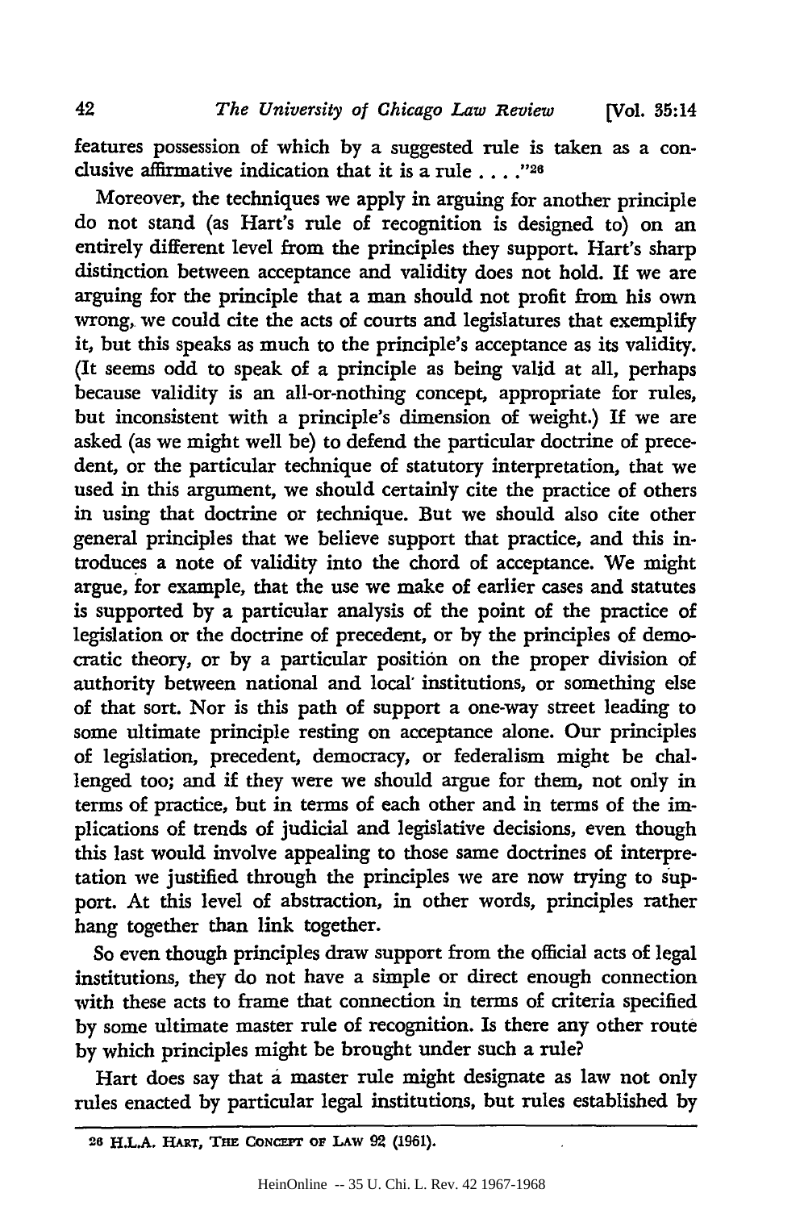features possession of which by a suggested rule is taken as a conclusive affirmative indication that it is a rule . . . ."[26]

Moreover, the techniques we apply in arguing for another principle do not stand (as Hart's rule of recognition is designed to) on an entirely different level from the principles they support. Hart's sharp distinction between acceptance and validity does not hold. If we are arguing for the principle that a man should not profit from his own wrong, we could cite the acts of courts and legislatures that exemplify it, but this speaks as much to the principle's acceptance as its validity. (It seems odd to speak of a principle as being valid at all, perhaps because validity is an all-or-nothing concept, appropriate for rules, but inconsistent with a principle's dimension of weight.) If we are asked (as we might well be) to defend the particular doctrine of precedent, or the particular technique of statutory interpretation, that we used in this argument, we should certainly cite the practice of others in using that doctrine or technique. But we should also cite other general principles that we believe support that practice, and this introduces a note of validity into the chord of acceptance. We might argue, for example, that the use we make of earlier cases and statutes is supported by a particular analysis of the point of the practice of legislation or the doctrine of precedent, or by the principles of democratic theory, or by a particular position on the proper division of authority between national and local institutions, or something else of that sort. Nor is this path of support a one-way street leading to some ultimate principle resting on acceptance alone. Our principles of legislation, precedent, democracy, or federalism might be challenged too; and if they were we should argue for them, not only in terms of practice, but in terms of each other and in terms of the implications of trends of judicial and legislative decisions, even though this last would involve appealing to those same doctrines of interpretation we justified through the principles we are now trying to support. At this level of abstraction, in other words, principles rather hang together than link together.

So even though principles draw support from the official acts of legal institutions, they do not have a simple or direct enough connection with these acts to frame that connection in terms of criteria specified by some ultimate master rule of recognition. Is there any other route by which principles might be brought under such a rule?

Hart does say that a master rule might designate as law not only rules enacted by particular legal institutions, but rules established by

---

[26] H.L.A. Hart, The Concept of Law 92 (1961).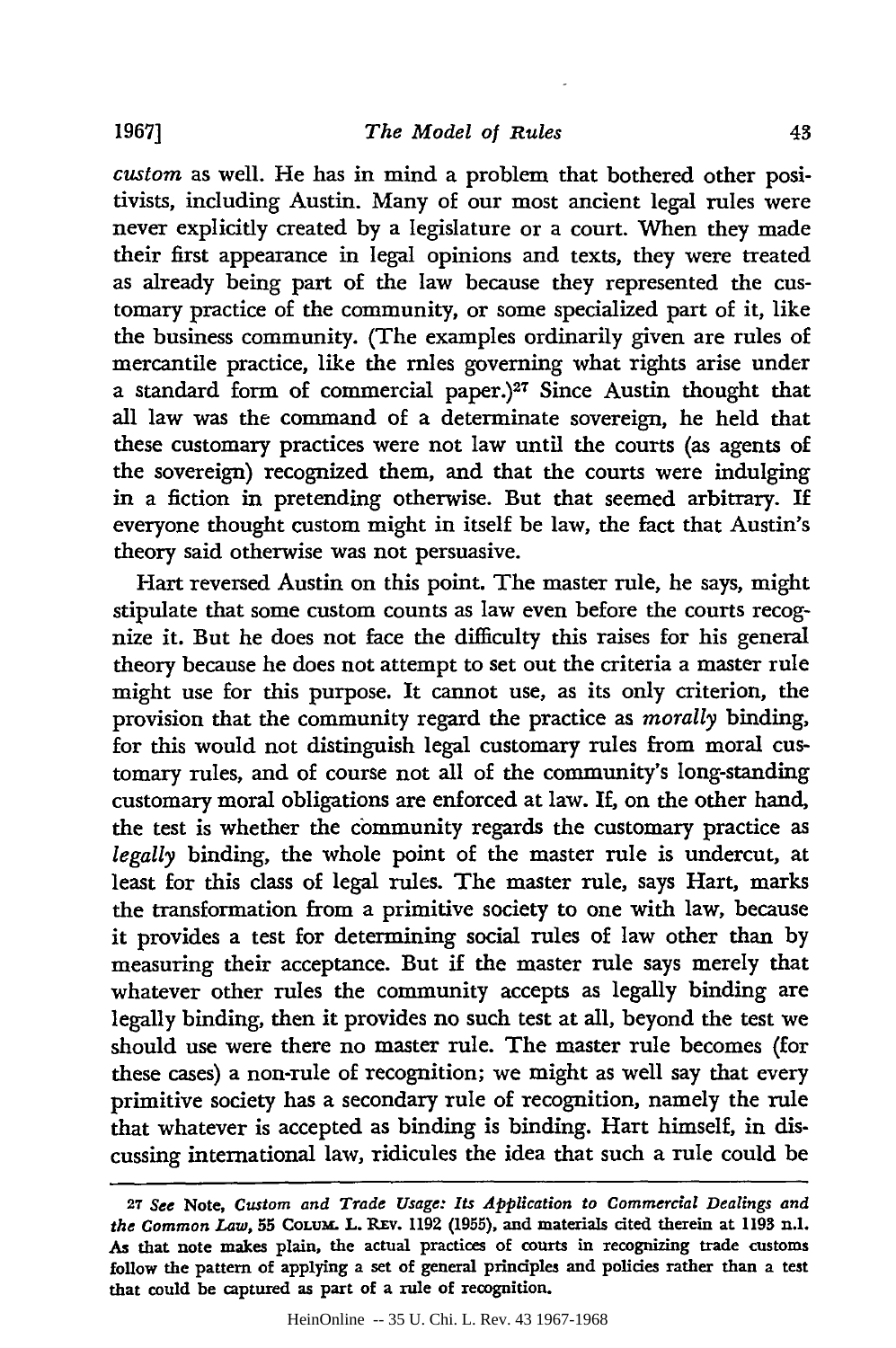*custom* as well. He has in mind a problem that bothered other positivists, including Austin. Many of our most ancient legal rules were never explicitly created by a legislature or a court. When they made their first appearance in legal opinions and texts, they were treated as already being part of the law because they represented the customary practice of the community, or some specialized part of it, like the business community. (The examples ordinarily given are rules of mercantile practice, like the rnles governing what rights arise under a standard form of commercial paper.)[27] Since Austin thought that all law was the command of a determinate sovereign, he held that these customary practices were not law until the courts (as agents of the sovereign) recognized them, and that the courts were indulging in a fiction in pretending otherwise. But that seemed arbitrary. If everyone thought custom might in itself be law, the fact that Austin's theory said otherwise was not persuasive.

Hart reversed Austin on this point. The master rule, he says, might stipulate that some custom counts as law even before the courts recognize it. But he does not face the difficulty this raises for his general theory because he does not attempt to set out the criteria a master rule might use for this purpose. It cannot use, as its only criterion, the provision that the community regard the practice as *morally* binding, for this would not distinguish legal customary rules from moral customary rules, and of course not all of the community's long-standing customary moral obligations are enforced at law. If, on the other hand, the test is whether the community regards the customary practice as *legally* binding, the whole point of the master rule is undercut, at least for this class of legal rules. The master rule, says Hart, marks the transformation from a primitive society to one with law, because it provides a test for determining social rules of law other than by measuring their acceptance. But if the master rule says merely that whatever other rules the community accepts as legally binding are legally binding, then it provides no such test at all, beyond the test we should use were there no master rule. The master rule becomes (for these cases) a non-rule of recognition; we might as well say that every primitive society has a secondary rule of recognition, namely the rule that whatever is accepted as binding is binding. Hart himself, in discussing international law, ridicules the idea that such a rule could be

---

[27] *See* Note, *Custom and Trade Usage: Its Application to Commercial Dealings and the Common Law*, 55 COLUM. L. REV. 1192 (1955), and materials cited therein at 1193 n.1. As that note makes plain, the actual practices of courts in recognizing trade customs follow the pattern of applying a set of general principles and policies rather than a test that could be captured as part of a rule of recognition.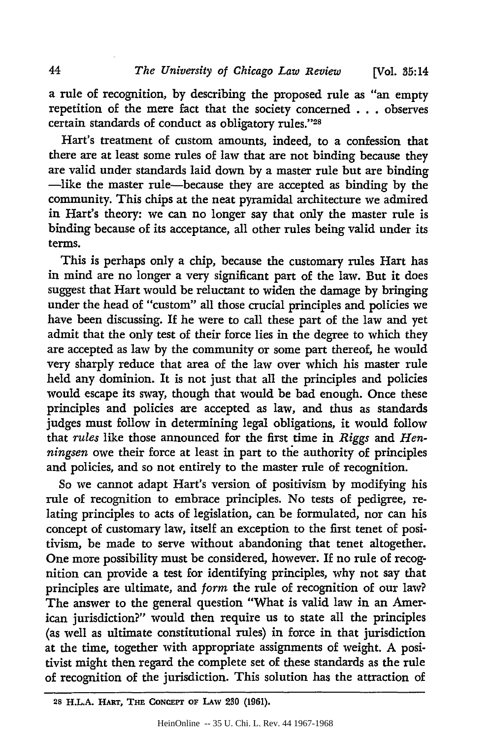a rule of recognition, by describing the proposed rule as "an empty repetition of the mere fact that the society concerned . . . observes certain standards of conduct as obligatory rules."[28]

Hart's treatment of custom amounts, indeed, to a confession that there are at least some rules of law that are not binding because they are valid under standards laid down by a master rule but are binding —like the master rule—because they are accepted as binding by the community. This chips at the neat pyramidal architecture we admired in Hart's theory: we can no longer say that only the master rule is binding because of its acceptance, all other rules being valid under its terms.

This is perhaps only a chip, because the customary rules Hart has in mind are no longer a very significant part of the law. But it does suggest that Hart would be reluctant to widen the damage by bringing under the head of "custom" all those crucial principles and policies we have been discussing. If he were to call these part of the law and yet admit that the only test of their force lies in the degree to which they are accepted as law by the community or some part thereof, he would very sharply reduce that area of the law over which his master rule held any dominion. It is not just that all the principles and policies would escape its sway, though that would be bad enough. Once these principles and policies are accepted as law, and thus as standards judges must follow in determining legal obligations, it would follow that *rules* like those announced for the first time in *Riggs* and *Henningsen* owe their force at least in part to the authority of principles and policies, and so not entirely to the master rule of recognition.

So we cannot adapt Hart's version of positivism by modifying his rule of recognition to embrace principles. No tests of pedigree, relating principles to acts of legislation, can be formulated, nor can his concept of customary law, itself an exception to the first tenet of positivism, be made to serve without abandoning that tenet altogether. One more possibility must be considered, however. If no rule of recognition can provide a test for identifying principles, why not say that principles are ultimate, and *form* the rule of recognition of our law? The answer to the general question "What is valid law in an American jurisdiction?" would then require us to state all the principles (as well as ultimate constitutional rules) in force in that jurisdiction at the time, together with appropriate assignments of weight. A positivist might then regard the complete set of these standards as the rule of recognition of the jurisdiction. This solution has the attraction of

[28] H.L.A. Hart, The Concept of Law 230 (1961).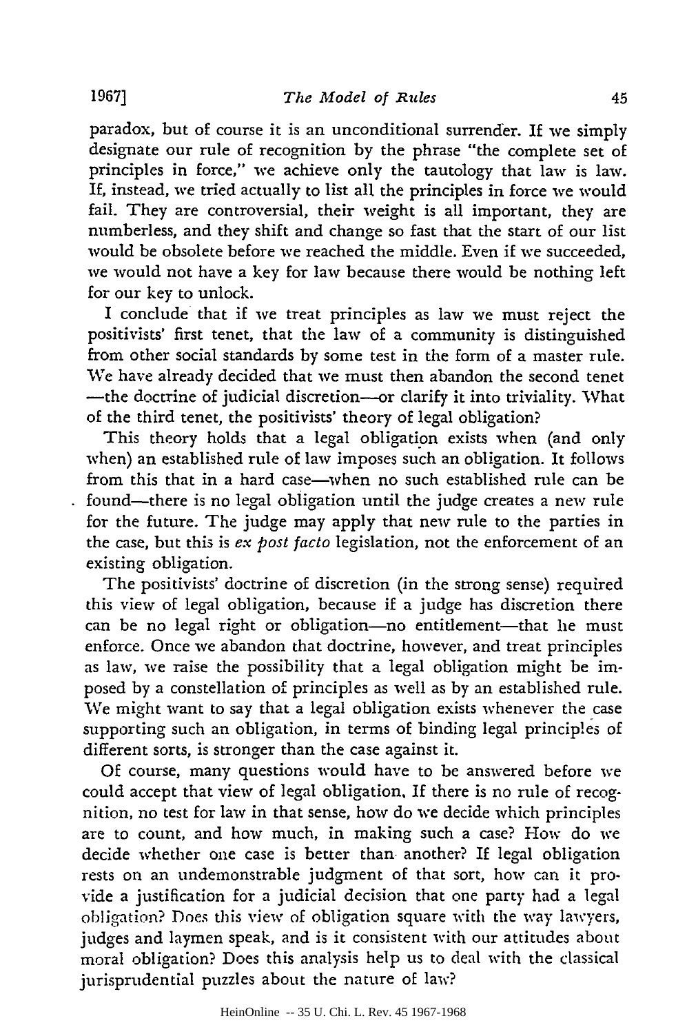paradox, but of course it is an unconditional surrender. If we simply designate our rule of recognition by the phrase "the complete set of principles in force," we achieve only the tautology that law is law. If, instead, we tried actually to list all the principles in force we would fail. They are controversial, their weight is all important, they are numberless, and they shift and change so fast that the start of our list would be obsolete before we reached the middle. Even if we succeeded, we would not have a key for law because there would be nothing left for our key to unlock.

I conclude that if we treat principles as law we must reject the positivists' first tenet, that the law of a community is distinguished from other social standards by some test in the form of a master rule. We have already decided that we must then abandon the second tenet —the doctrine of judicial discretion—or clarify it into triviality. What of the third tenet, the positivists' theory of legal obligation?

This theory holds that a legal obligation exists when (and only when) an established rule of law imposes such an obligation. It follows from this that in a hard case—when no such established rule can be found—there is no legal obligation until the judge creates a new rule for the future. The judge may apply that new rule to the parties in the case, but this is *ex post facto* legislation, not the enforcement of an existing obligation.

The positivists' doctrine of discretion (in the strong sense) required this view of legal obligation, because if a judge has discretion there can be no legal right or obligation—no entitlement—that he must enforce. Once we abandon that doctrine, however, and treat principles as law, we raise the possibility that a legal obligation might be imposed by a constellation of principles as well as by an established rule. We might want to say that a legal obligation exists whenever the case supporting such an obligation, in terms of binding legal principles of different sorts, is stronger than the case against it.

Of course, many questions would have to be answered before we could accept that view of legal obligation. If there is no rule of recognition, no test for law in that sense, how do we decide which principles are to count, and how much, in making such a case? How do we decide whether one case is better than another? If legal obligation rests on an undemonstrable judgment of that sort, how can it provide a justification for a judicial decision that one party had a legal obligation? Does this view of obligation square with the way lawyers, judges and laymen speak, and is it consistent with our attitudes about moral obligation? Does this analysis help us to deal with the classical jurisprudential puzzles about the nature of law?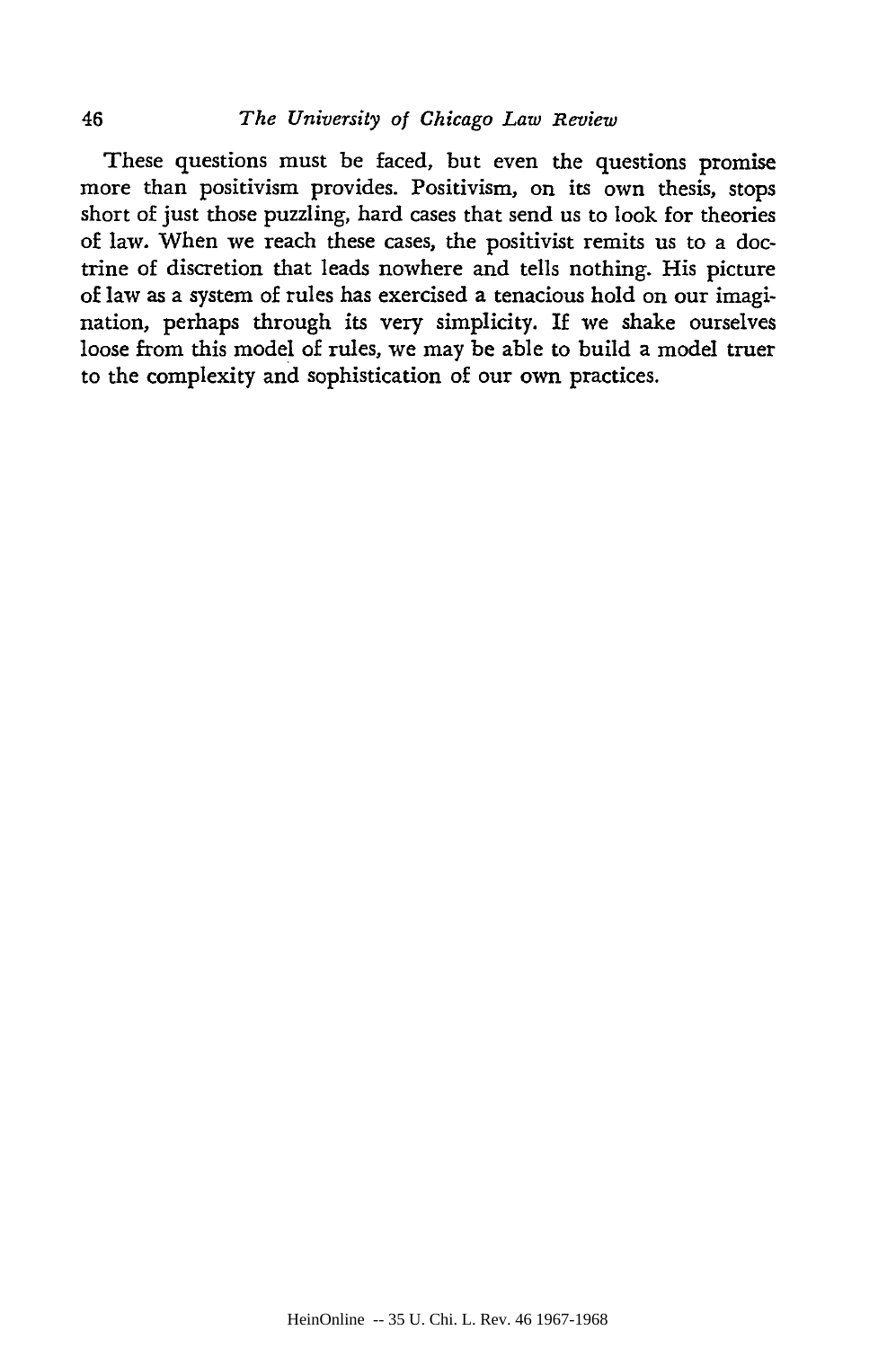These questions must be faced, but even the questions promise more than positivism provides. Positivism, on its own thesis, stops short of just those puzzling, hard cases that send us to look for theories of law. When we reach these cases, the positivist remits us to a doctrine of discretion that leads nowhere and tells nothing. His picture of law as a system of rules has exercised a tenacious hold on our imagination, perhaps through its very simplicity. If we shake ourselves loose from this model of rules, we may be able to build a model truer to the complexity and sophistication of our own practices.